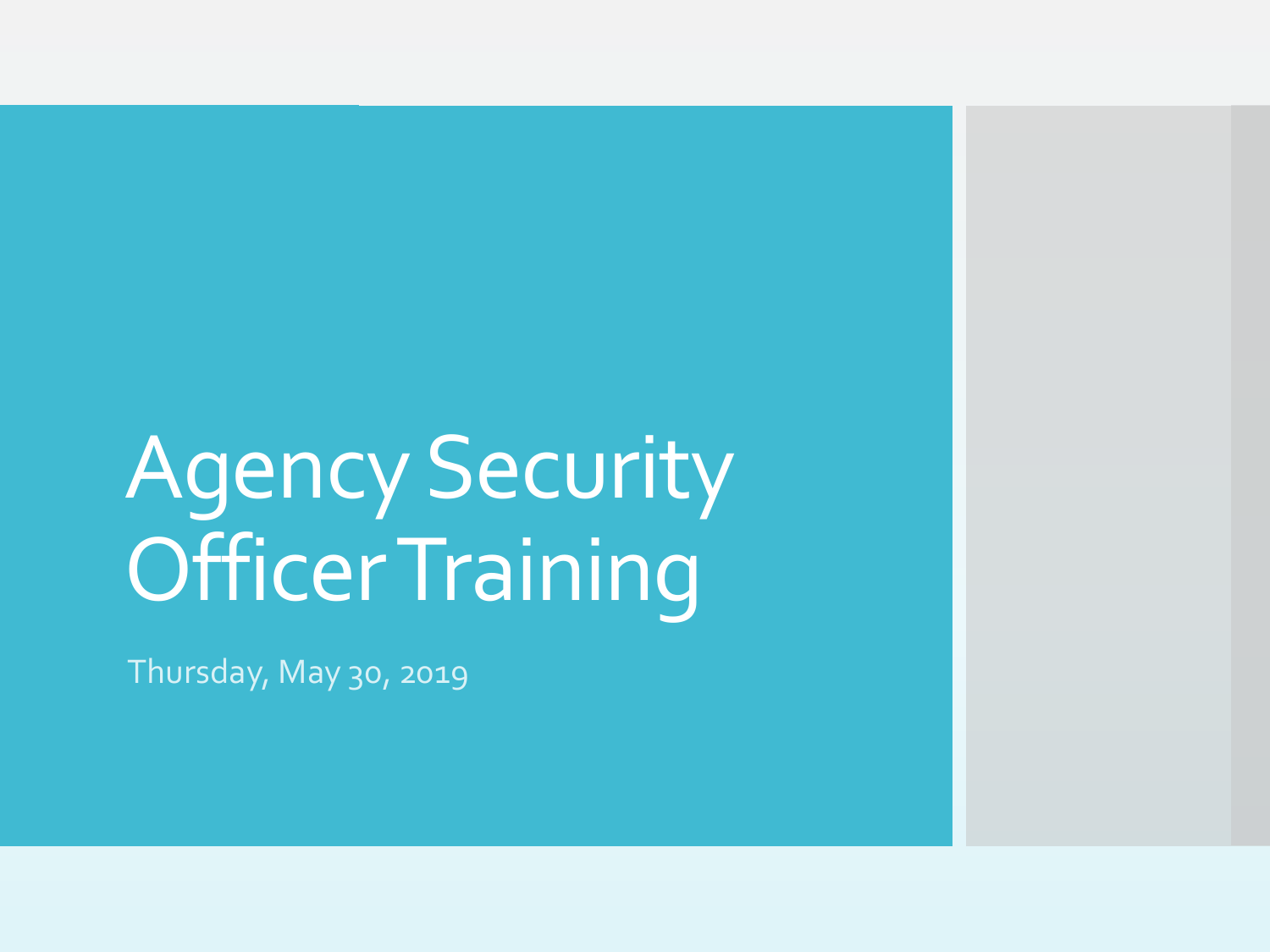# Agency Security Officer Training

Thursday, May 30, 2019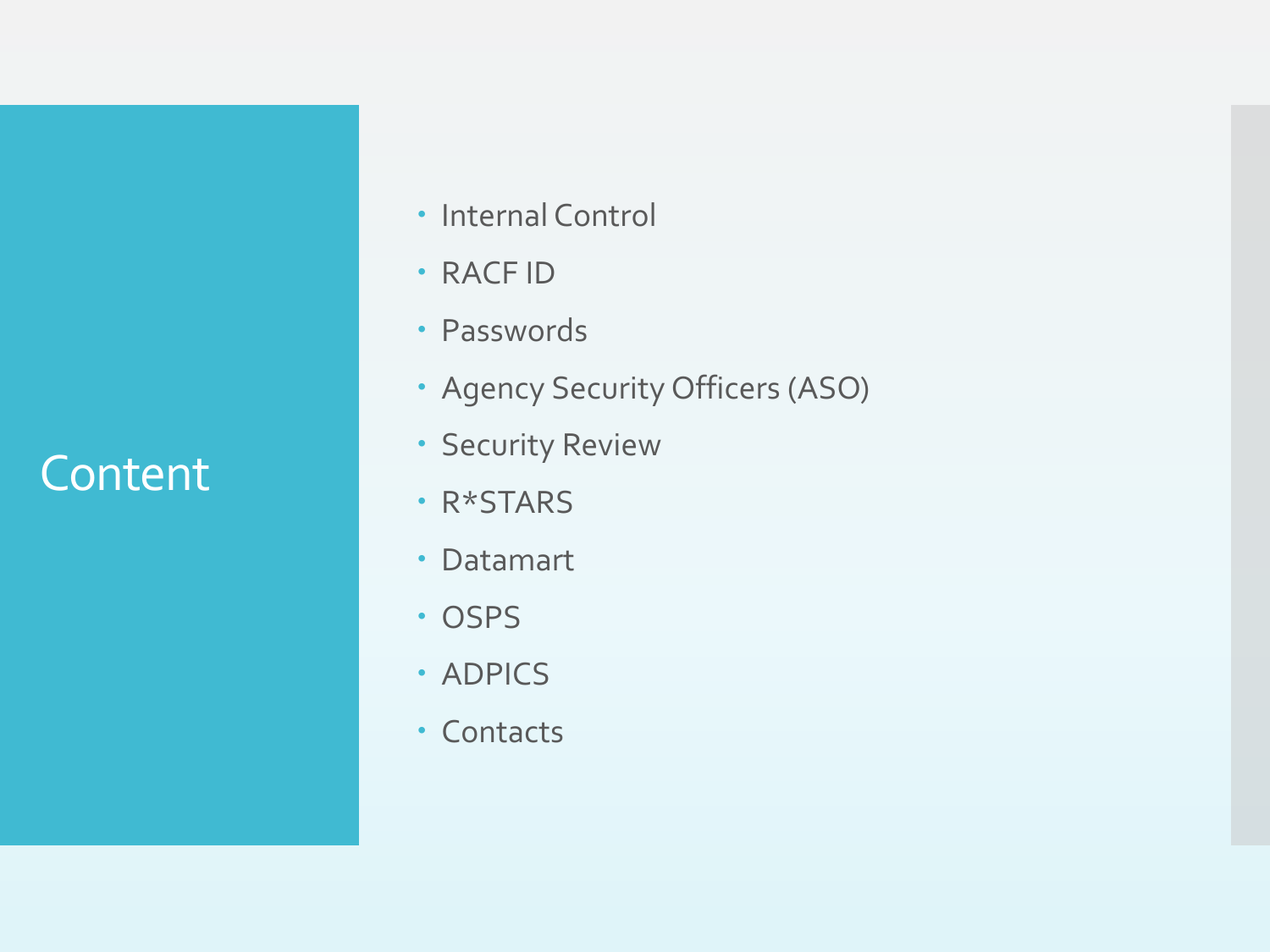# Content

- Internal Control
- RACF ID
- Passwords
- Agency Security Officers (ASO)
- Security Review
- R*STARS
- Datamart
- OSPS
- ADPICS
- Contacts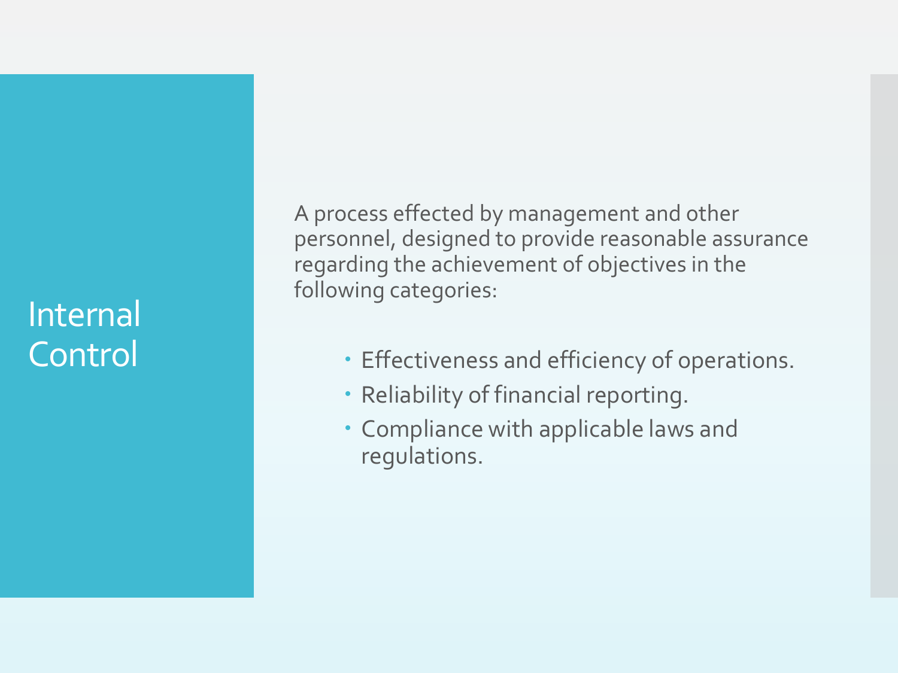# Internal Control

A process effected by management and other personnel, designed to provide reasonable assurance regarding the achievement of objectives in the following categories:

- Effectiveness and efficiency of operations.
- Reliability of financial reporting.
- Compliance with applicable laws and regulations.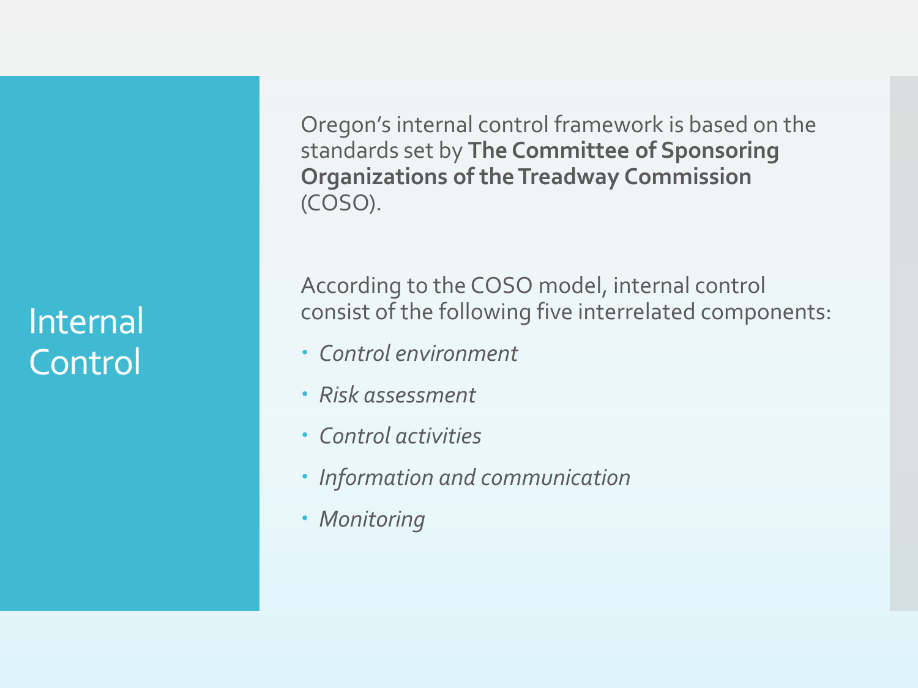# Internal Control

Oregon's internal control framework is based on the standards set by **The Committee of Sponsoring Organizations of the Treadway Commission** (COSO).

According to the COSO model, internal control consist of the following five interrelated components:

- *Control environment*
- *Risk assessment*
- *Control activities*
- *Information and communication*
- *Monitoring*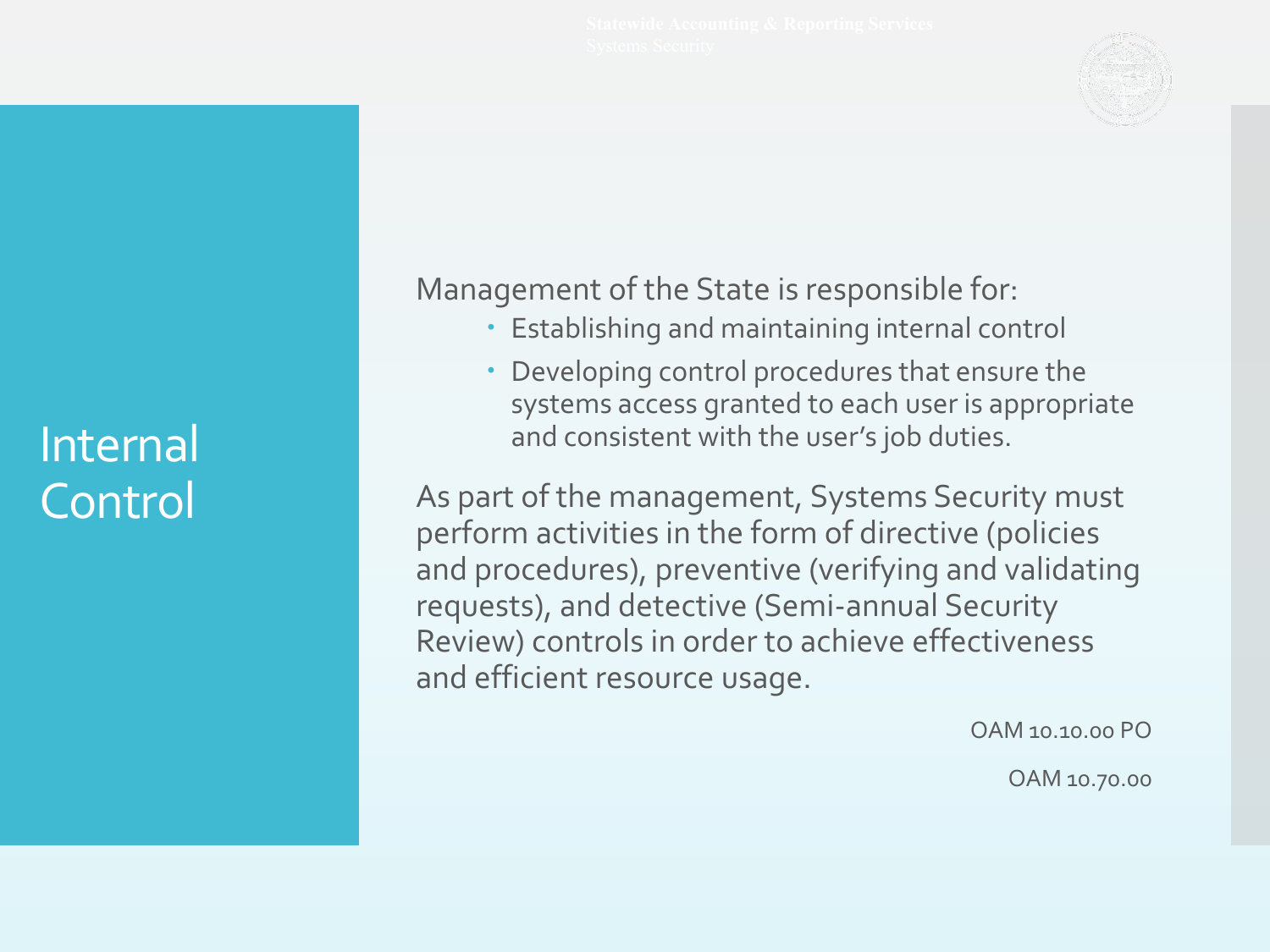# Internal Control

Management of the State is responsible for:

- Establishing and maintaining internal control
- Developing control procedures that ensure the systems access granted to each user is appropriate and consistent with the user's job duties.

As part of the management, Systems Security must perform activities in the form of directive (policies and procedures), preventive (verifying and validating requests), and detective (Semi-annual Security Review) controls in order to achieve effectiveness and efficient resource usage.

OAM 10.10.00 PO

OAM 10.70.00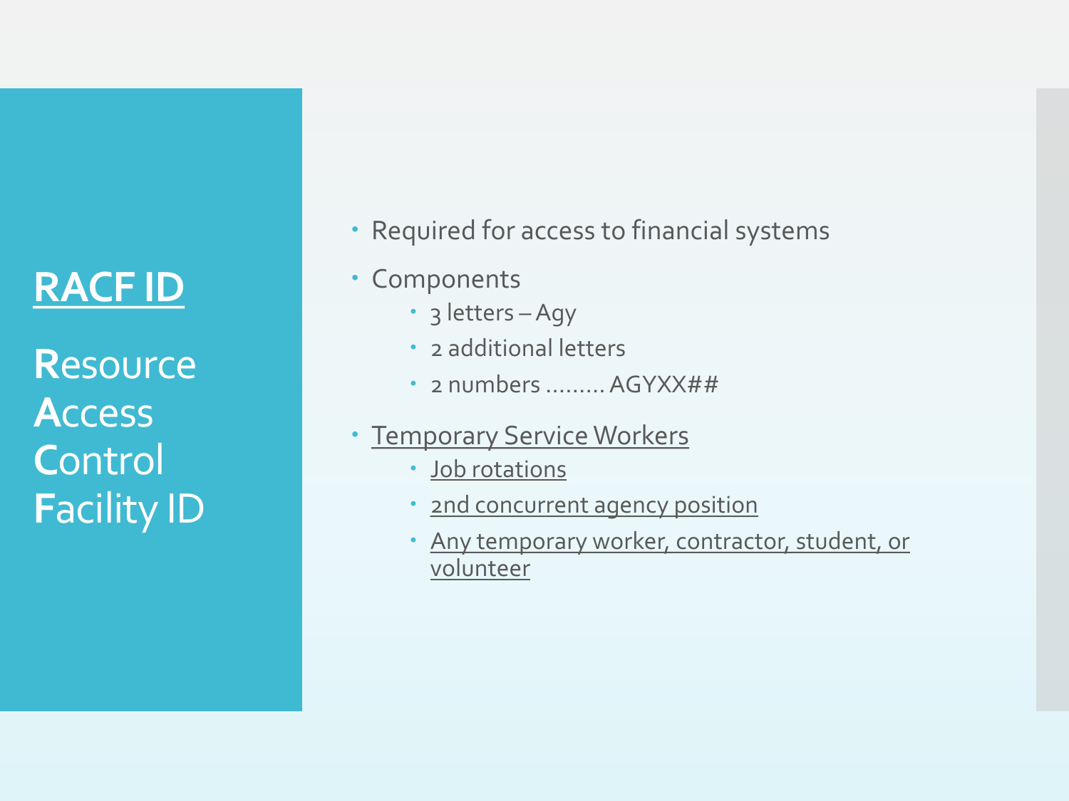## RACF ID

**R**esource
**A**ccess
**C**ontrol
**F**acility ID

- Required for access to financial systems
- Components
  - 3 letters – Agy
  - 2 additional letters
  - 2 numbers ......... AGYXX##
- Temporary Service Workers
  - Job rotations
  - 2nd concurrent agency position
  - Any temporary worker, contractor, student, or volunteer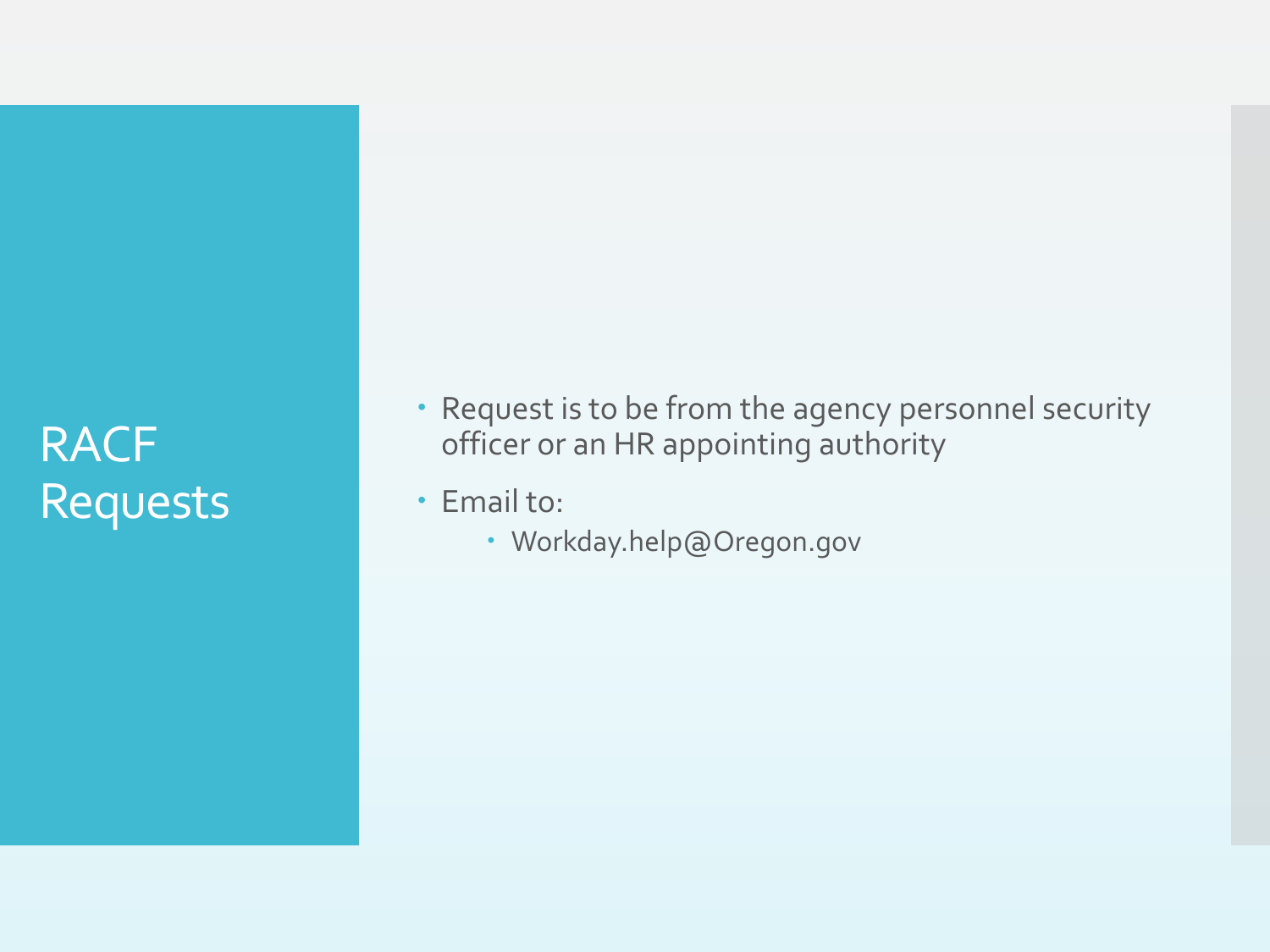# RACF Requests

- Request is to be from the agency personnel security officer or an HR appointing authority
- Email to:
  - Workday.help@Oregon.gov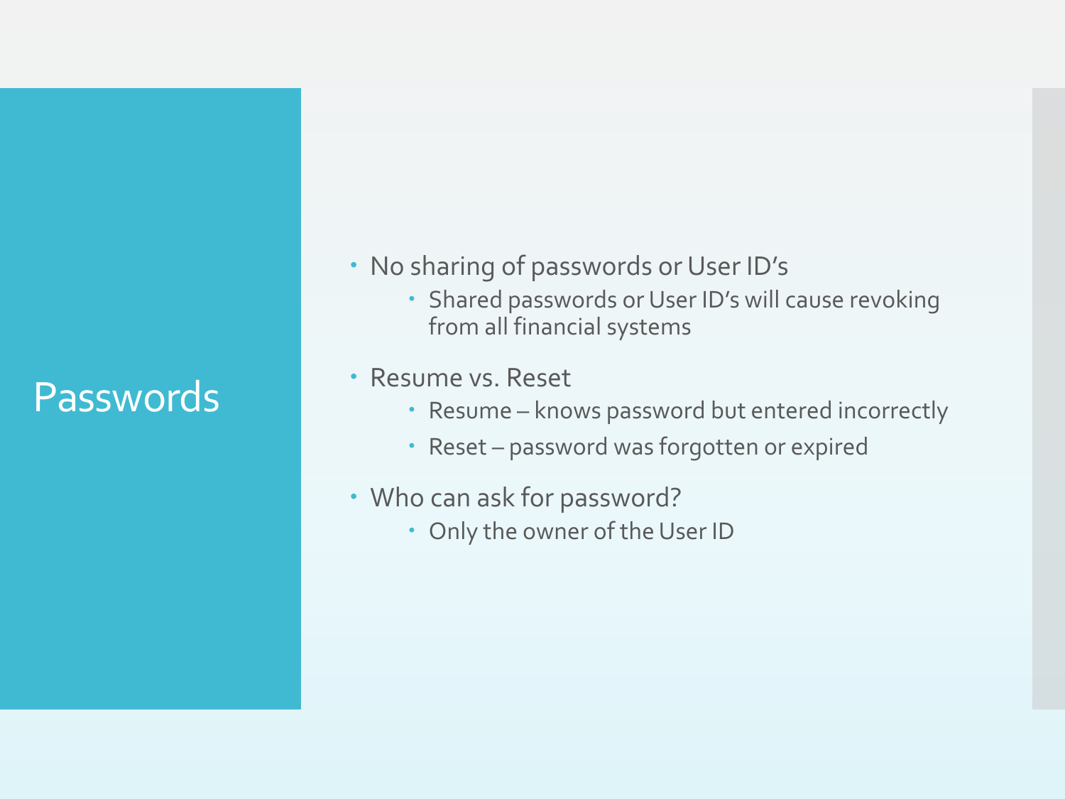# Passwords

- No sharing of passwords or User ID's
  - Shared passwords or User ID's will cause revoking from all financial systems
- Resume vs. Reset
  - Resume – knows password but entered incorrectly
  - Reset – password was forgotten or expired
- Who can ask for password?
  - Only the owner of the User ID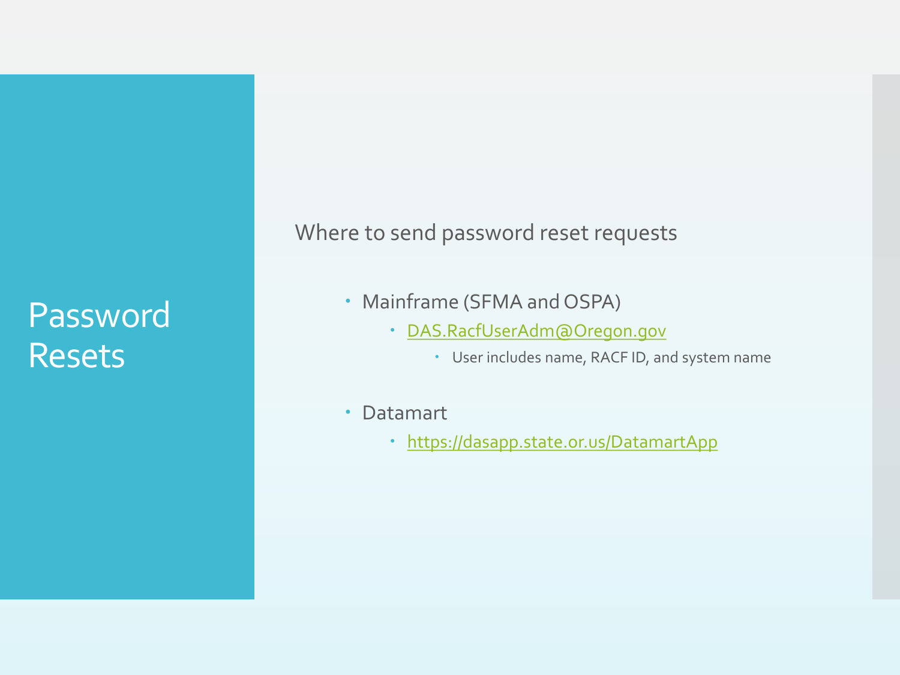# Password Resets

Where to send password reset requests

- Mainframe (SFMA and OSPA)
  - DAS.RacfUserAdm@Oregon.gov
    - User includes name, RACF ID, and system name
- Datamart
  - https://dasapp.state.or.us/DatamartApp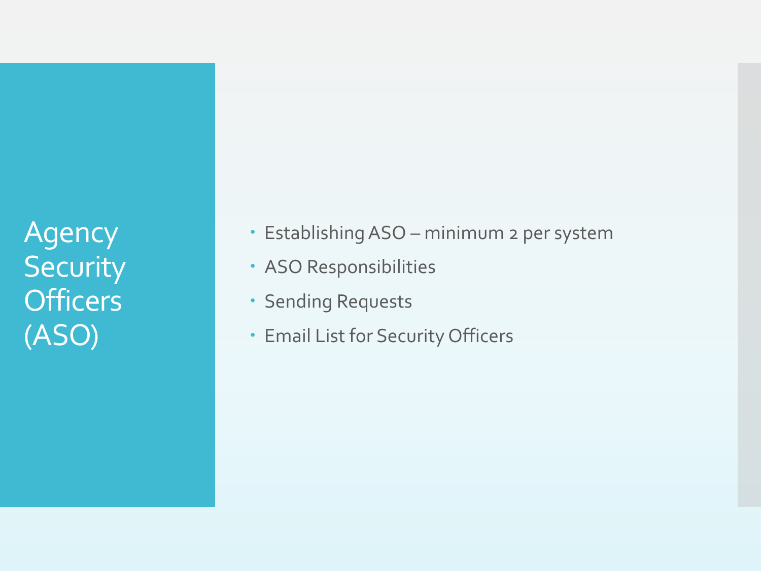# Agency Security Officers (ASO)

- Establishing ASO – minimum 2 per system
- ASO Responsibilities
- Sending Requests
- Email List for Security Officers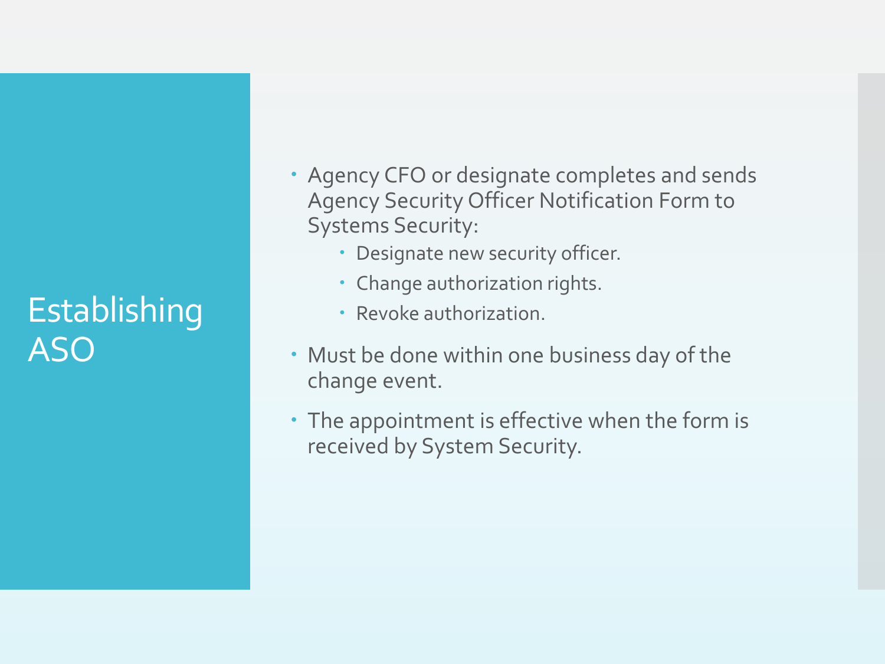# Establishing ASO

- Agency CFO or designate completes and sends Agency Security Officer Notification Form to Systems Security:
  - Designate new security officer.
  - Change authorization rights.
  - Revoke authorization.
- Must be done within one business day of the change event.
- The appointment is effective when the form is received by System Security.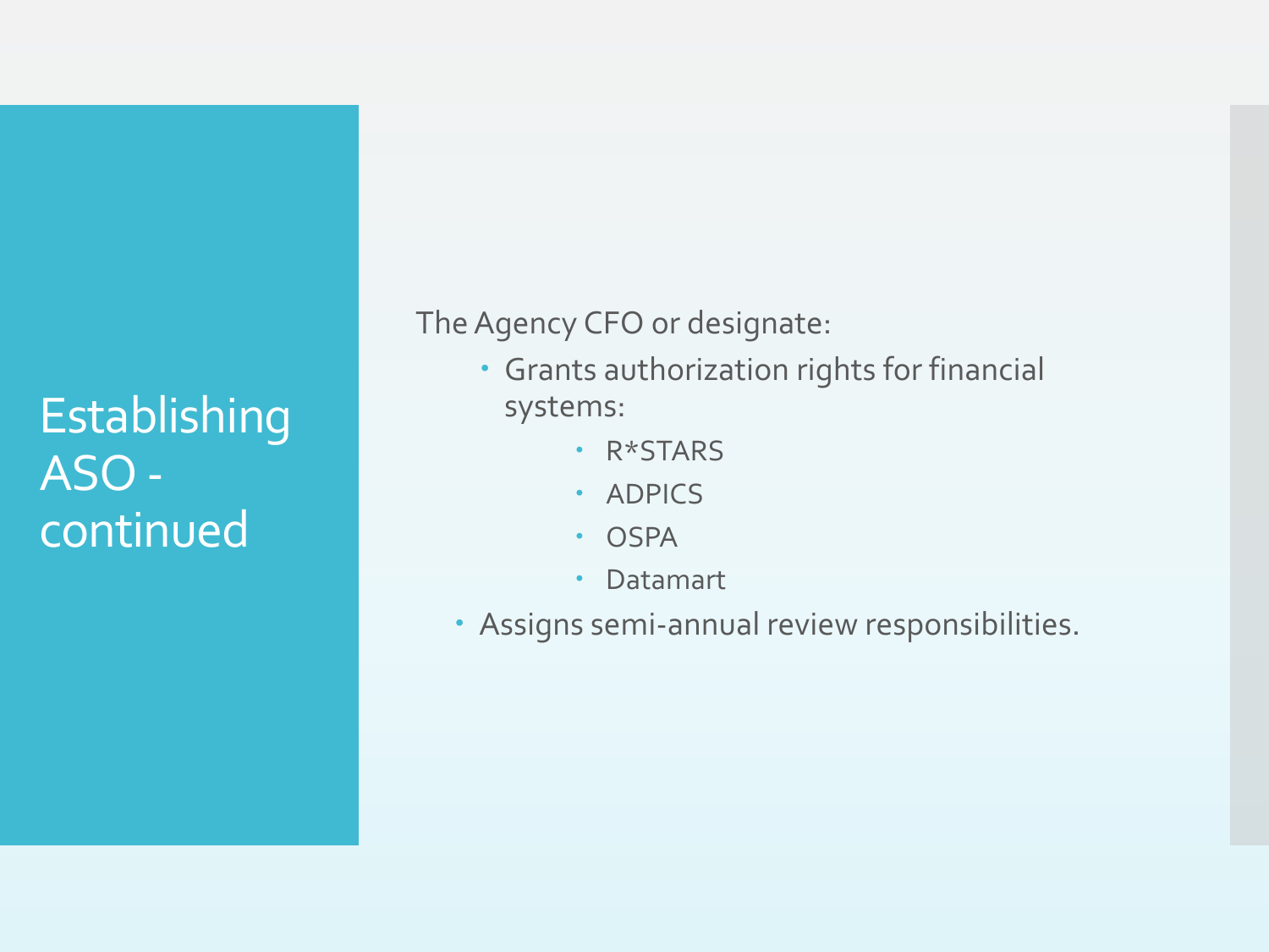# Establishing ASO - continued

The Agency CFO or designate:

- Grants authorization rights for financial systems:
  - R*STARS
  - ADPICS
  - OSPA
  - Datamart
- Assigns semi-annual review responsibilities.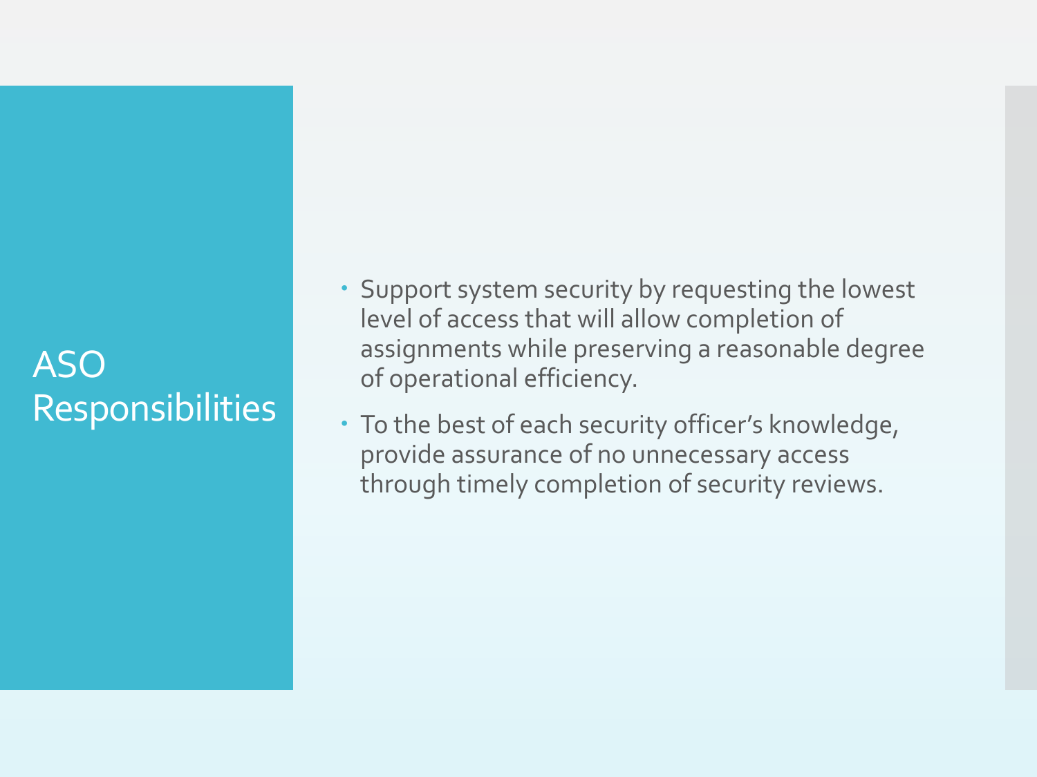# ASO Responsibilities

- Support system security by requesting the lowest level of access that will allow completion of assignments while preserving a reasonable degree of operational efficiency.
- To the best of each security officer's knowledge, provide assurance of no unnecessary access through timely completion of security reviews.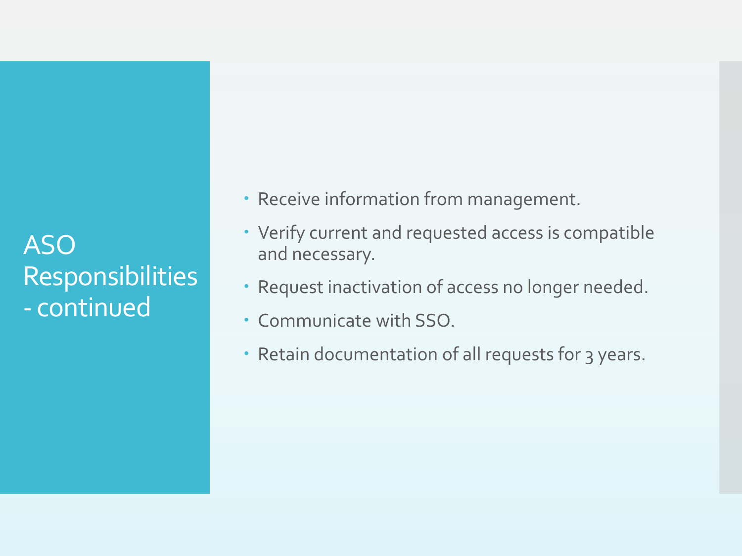# ASO Responsibilities - continued

- Receive information from management.
- Verify current and requested access is compatible and necessary.
- Request inactivation of access no longer needed.
- Communicate with SSO.
- Retain documentation of all requests for 3 years.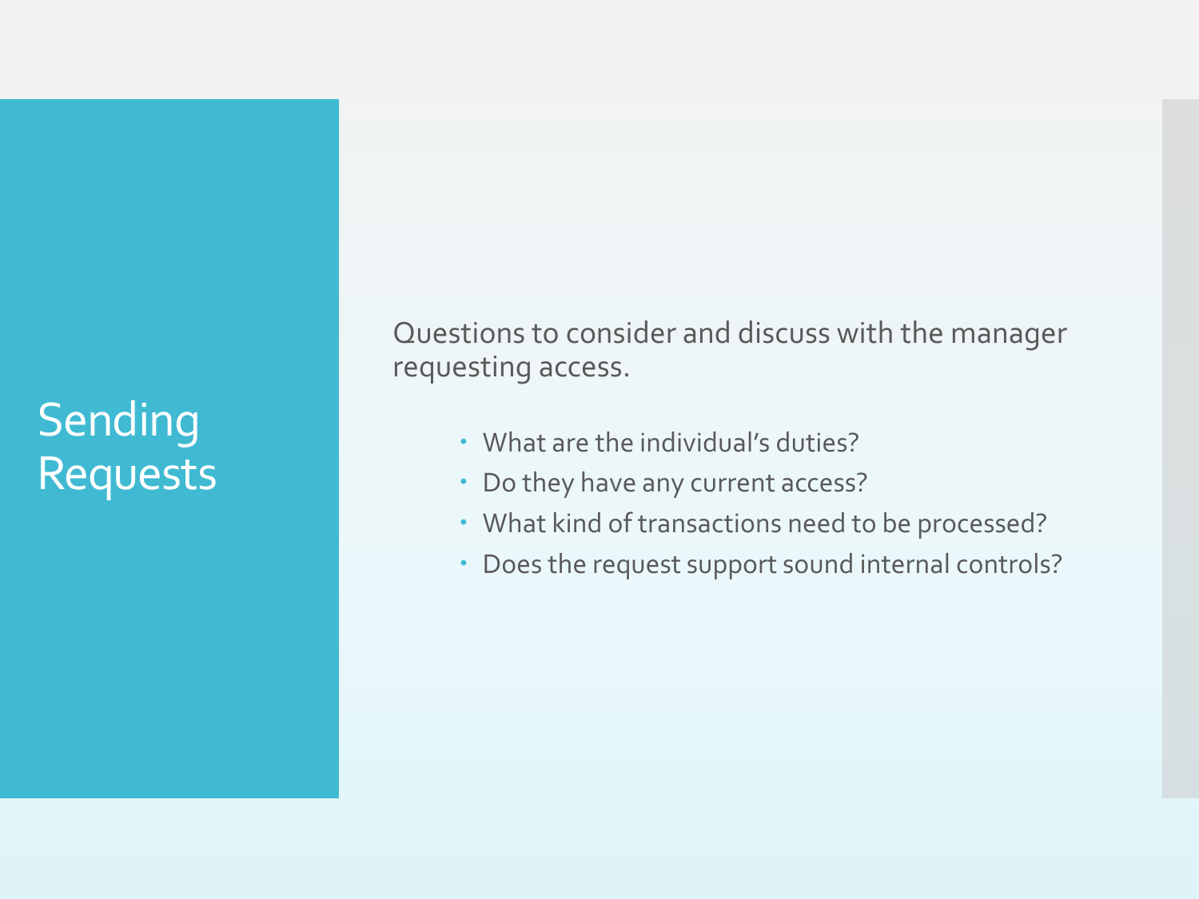# Sending Requests

Questions to consider and discuss with the manager requesting access.

- What are the individual's duties?
- Do they have any current access?
- What kind of transactions need to be processed?
- Does the request support sound internal controls?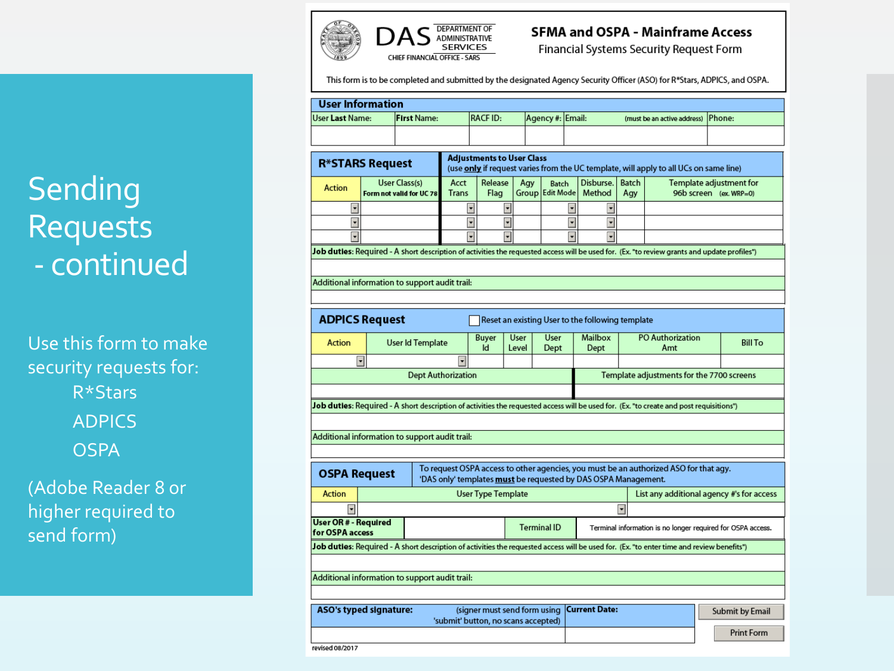# Sending Requests - continued

Use this form to make security requests for:

- R*Stars
- ADPICS
- OSPA

(Adobe Reader 8 or higher required to send form)

---

DAS DEPARTMENT OF ADMINISTRATIVE SERVICES
CHIEF FINANCIAL OFFICE - SARS

## SFMA and OSPA - Mainframe Access
Financial Systems Security Request Form

This form is to be completed and submitted by the designated Agency Security Officer (ASO) for R*Stars, ADPICS, and OSPA.

### User Information

| User Last Name: | First Name: | RACF ID: | Agency #: | Email: (must be an active address) | Phone: |
|---|---|---|---|---|---|
| | | | | | |

### R*STARS Request

**Adjustments to User Class**
(use **only** if request varies from the UC template, will apply to all UCs on same line)

| Action | User Class(s) Form not valid for UC 78 | Acct Trans | Release Flag | Agy Group | Batch Edit Mode | Disburse. Method | Batch Agy | Template adjustment for 96b screen (ex. WRP=0) |
|---|---|---|---|---|---|---|---|---|
| | | | | | | | | |
| | | | | | | | | |
| | | | | | | | | |

**Job duties:** Required - A short description of activities the requested access will be used for. (Ex. "to review grants and update profiles")

Additional information to support audit trail:

### ADPICS Request

☐ Reset an existing User to the following template

| Action | User Id Template | Buyer Id | User Level | User Dept | Mailbox Dept | PO Authorization Amt | Bill To |
|---|---|---|---|---|---|---|---|
| | | | | | | | |

| Dept Authorization | Template adjustments for the 7700 screens |
|---|---|
| | |

**Job duties:** Required - A short description of activities the requested access will be used for. (Ex. "to create and post requisitions")

Additional information to support audit trail:

### OSPA Request

To request OSPA access to other agencies, you must be an authorized ASO for that agy.
'DAS only' templates **must** be requested by DAS OSPA Management.

| Action | User Type Template | List any additional agency #'s for access |
|---|---|---|
| | | |

| User OR # - Required for OSPA access | | Terminal ID | Terminal information is no longer required for OSPA access. |
|---|---|---|---|

**Job duties:** Required - A short description of activities the requested access will be used for. (Ex. "to enter time and review benefits")

Additional information to support audit trail:

| ASO's typed signature: (signer must send form using 'submit' button, no scans accepted) | Current Date: |
|---|---|
| | |

Submit by Email

Print Form

revised 08/2017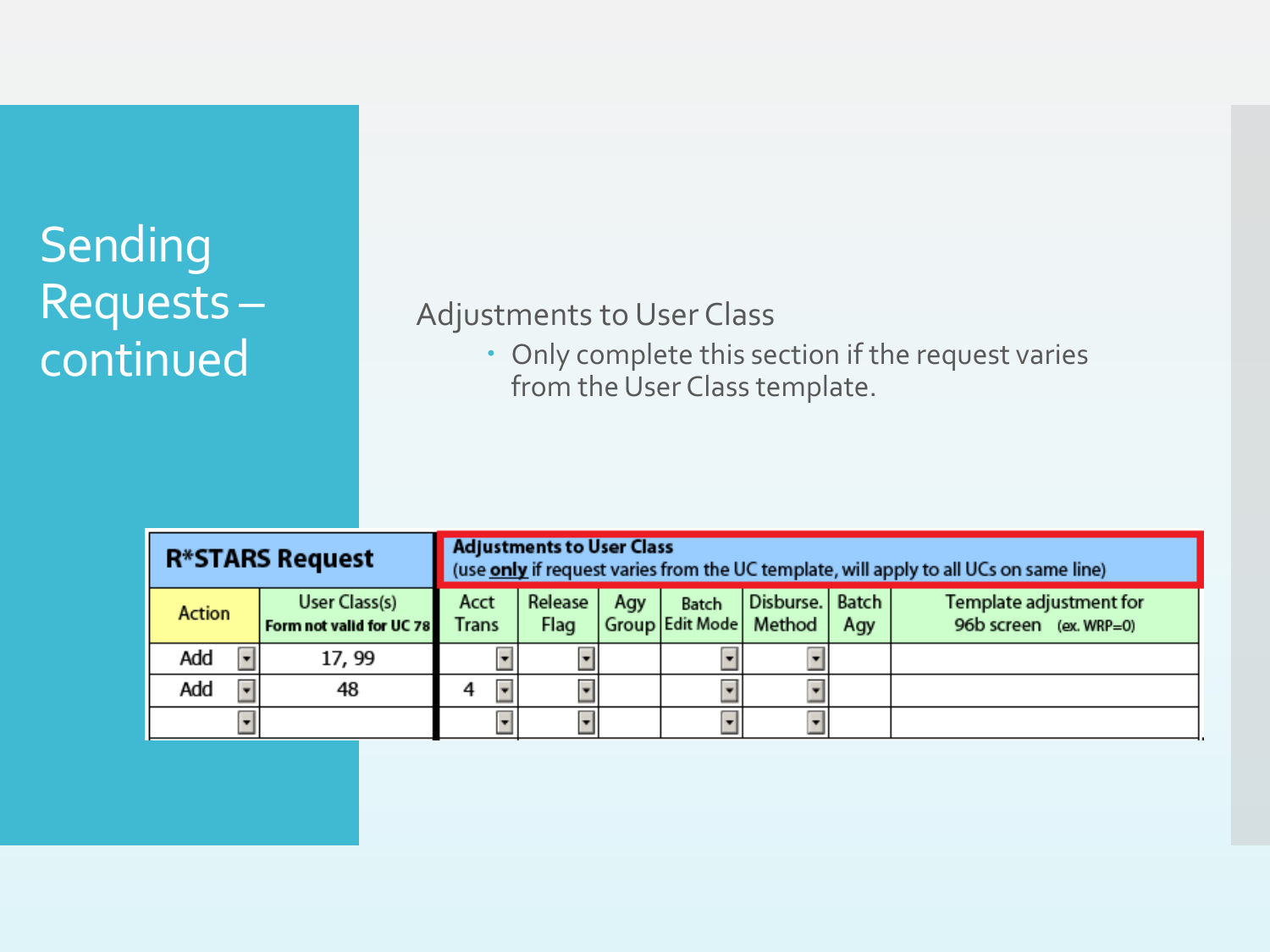# Sending Requests – continued

Adjustments to User Class

- Only complete this section if the request varies from the User Class template.

| **R*STARS Request** | | **Adjustments to User Class** (use **only** if request varies from the UC template, will apply to all UCs on same line) | | | | | | |
|---|---|---|---|---|---|---|---|---|
| Action | User Class(s) **Form not valid for UC 78** | Acct Trans | Release Flag | Agy Group | Batch Edit Mode | Disburse. Method | Batch Agy | Template adjustment for 96b screen (ex. WRP=0) |
| Add | 17, 99 | | | | | | | |
| Add | 48 | 4 | | | | | | |
| | | | | | | | | |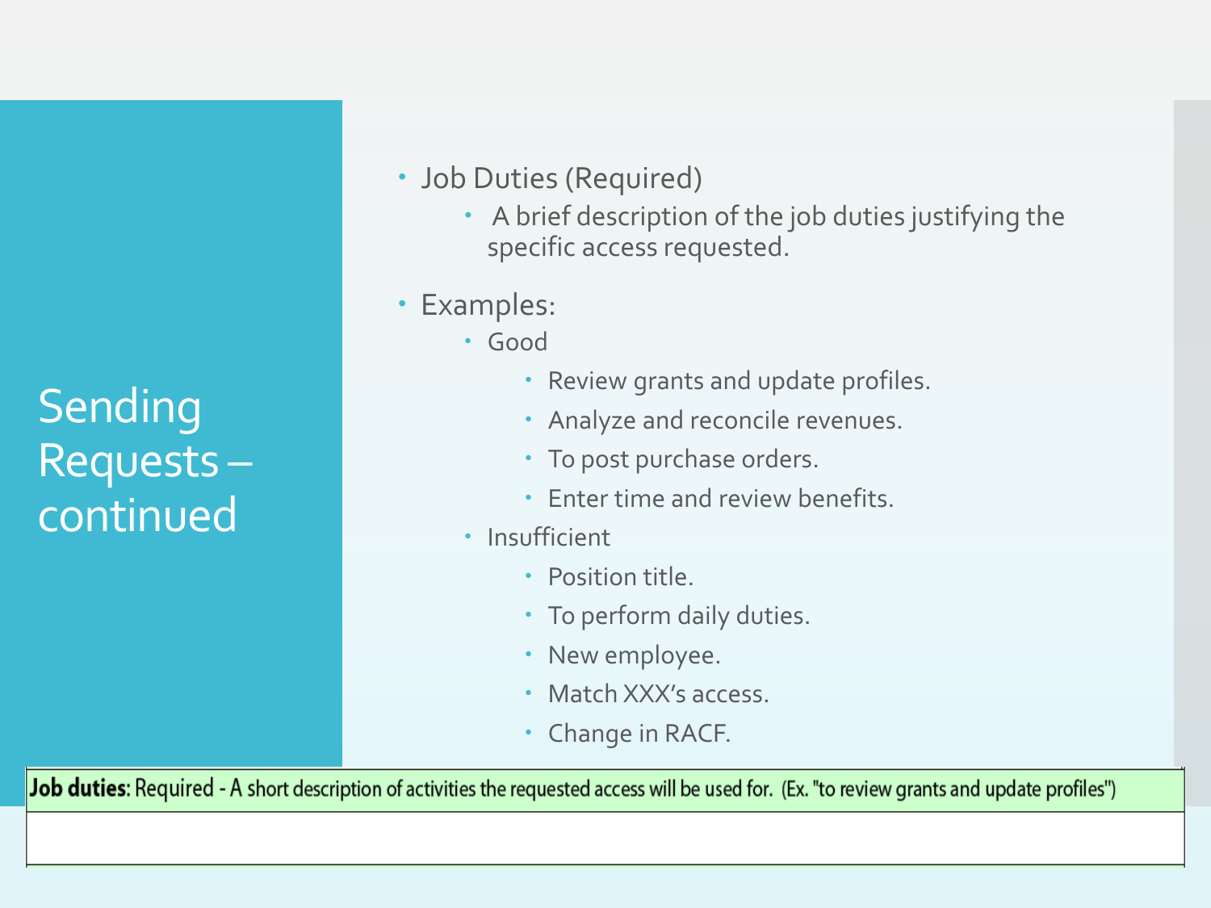# Sending Requests – continued

- Job Duties (Required)
  - A brief description of the job duties justifying the specific access requested.
- Examples:
  - Good
    - Review grants and update profiles.
    - Analyze and reconcile revenues.
    - To post purchase orders.
    - Enter time and review benefits.
  - Insufficient
    - Position title.
    - To perform daily duties.
    - New employee.
    - Match XXX's access.
    - Change in RACF.

| **Job duties**: Required - A short description of activities the requested access will be used for. (Ex. "to review grants and update profiles") |
| --- |
| |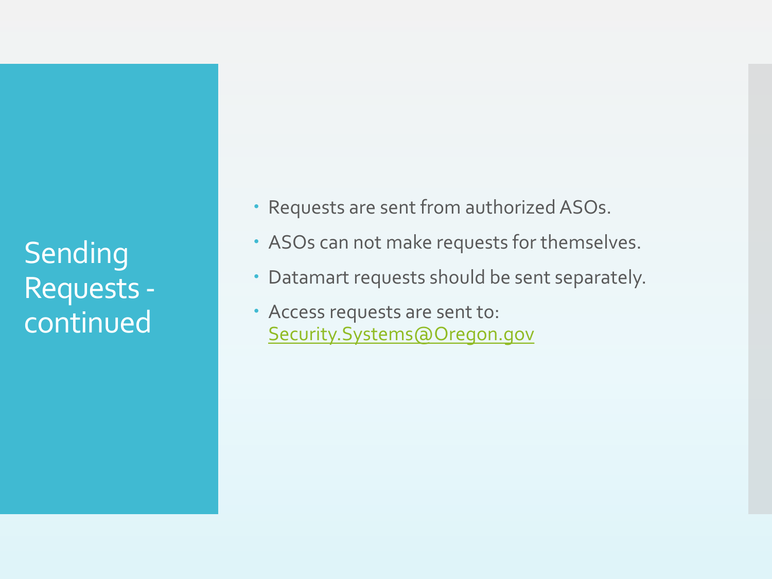# Sending Requests - continued

- Requests are sent from authorized ASOs.
- ASOs can not make requests for themselves.
- Datamart requests should be sent separately.
- Access requests are sent to: Security.Systems@Oregon.gov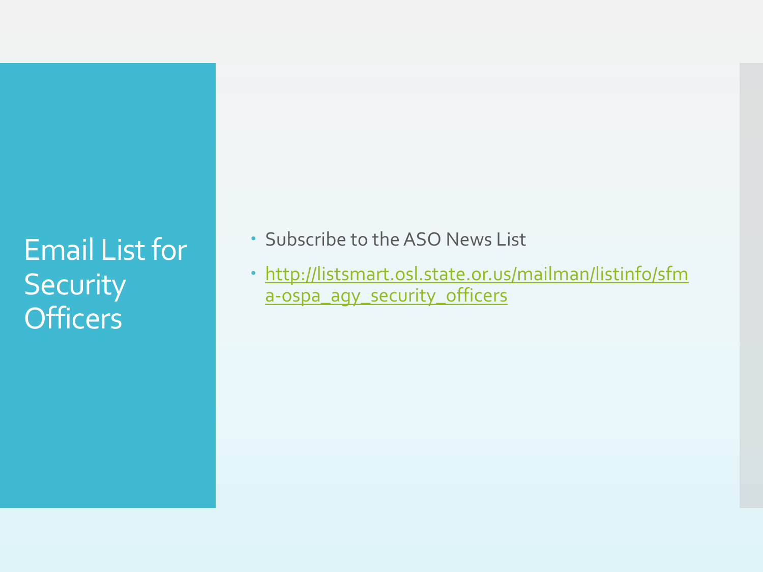# Email List for Security Officers

- Subscribe to the ASO News List
- http://listsmart.osl.state.or.us/mailman/listinfo/sfma-ospa_agy_security_officers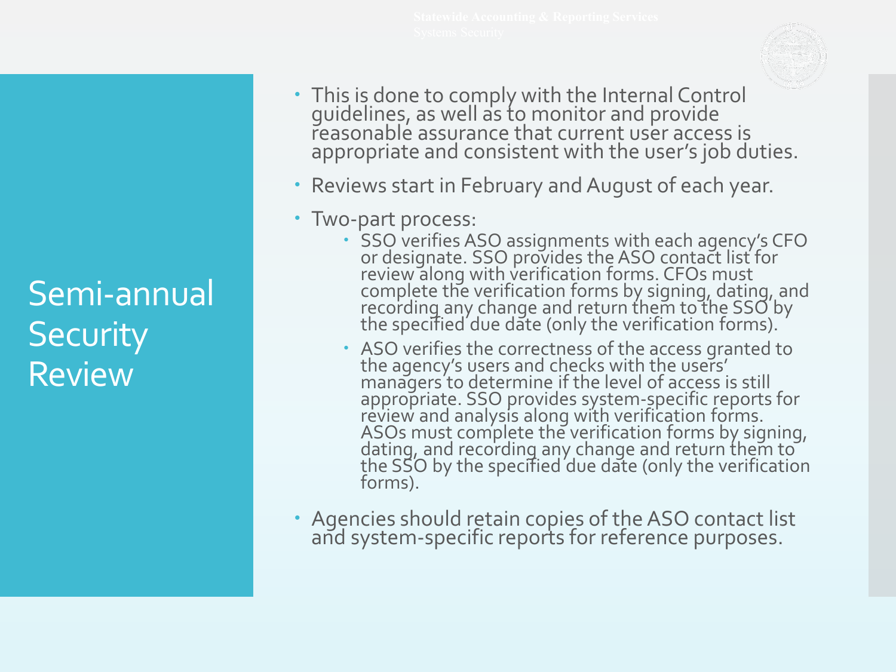# Semi-annual Security Review

- This is done to comply with the Internal Control guidelines, as well as to monitor and provide reasonable assurance that current user access is appropriate and consistent with the user's job duties.
- Reviews start in February and August of each year.
- Two-part process:
  - SSO verifies ASO assignments with each agency's CFO or designate. SSO provides the ASO contact list for review along with verification forms. CFOs must complete the verification forms by signing, dating, and recording any change and return them to the SSO by the specified due date (only the verification forms).
  - ASO verifies the correctness of the access granted to the agency's users and checks with the users' managers to determine if the level of access is still appropriate. SSO provides system-specific reports for review and analysis along with verification forms. ASOs must complete the verification forms by signing, dating, and recording any change and return them to the SSO by the specified due date (only the verification forms).
- Agencies should retain copies of the ASO contact list and system-specific reports for reference purposes.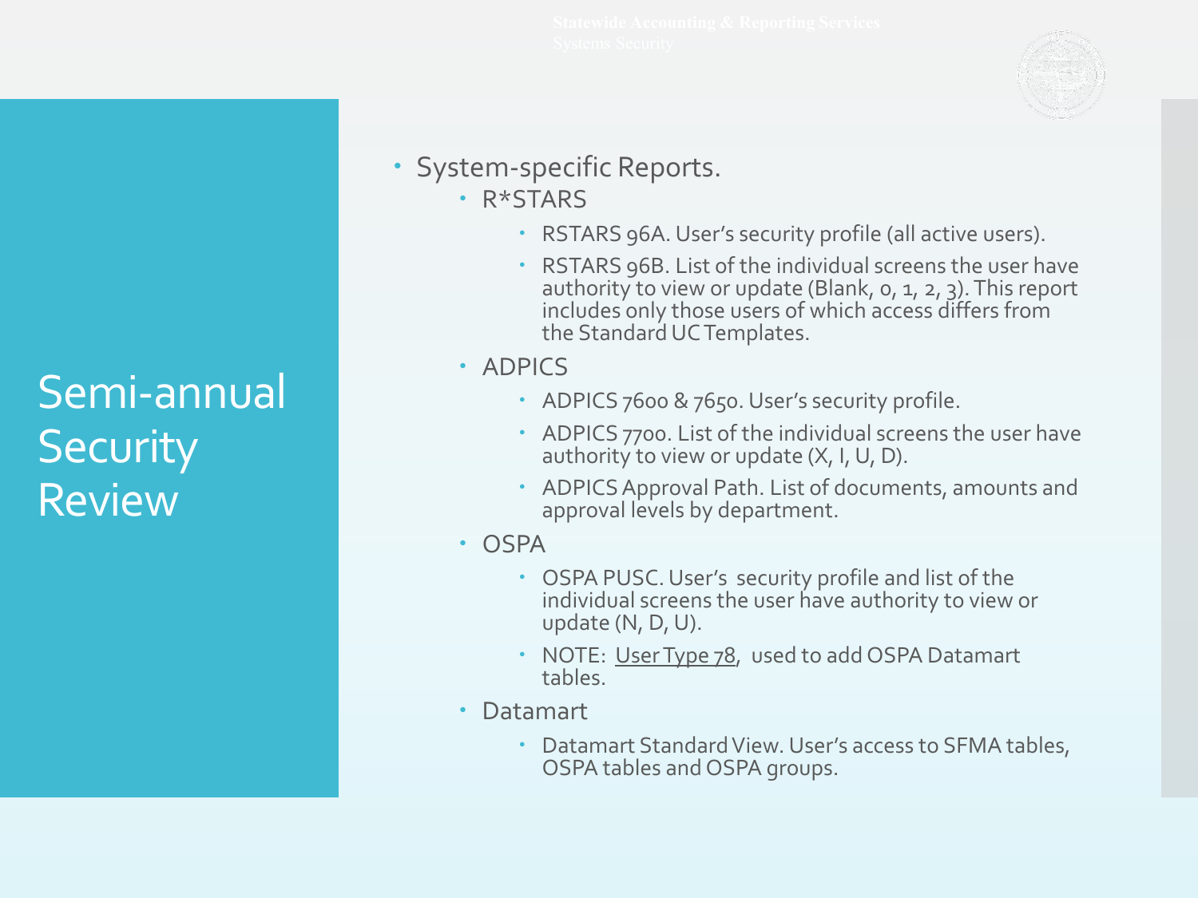# Semi-annual Security Review

- System-specific Reports.
  - R*STARS
    - RSTARS 96A. User's security profile (all active users).
    - RSTARS 96B. List of the individual screens the user have authority to view or update (Blank, 0, 1, 2, 3). This report includes only those users of which access differs from the Standard UC Templates.
  - ADPICS
    - ADPICS 7600 & 7650. User's security profile.
    - ADPICS 7700. List of the individual screens the user have authority to view or update (X, I, U, D).
    - ADPICS Approval Path. List of documents, amounts and approval levels by department.
  - OSPA
    - OSPA PUSC. User's security profile and list of the individual screens the user have authority to view or update (N, D, U).
    - NOTE: User Type 78, used to add OSPA Datamart tables.
  - Datamart
    - Datamart Standard View. User's access to SFMA tables, OSPA tables and OSPA groups.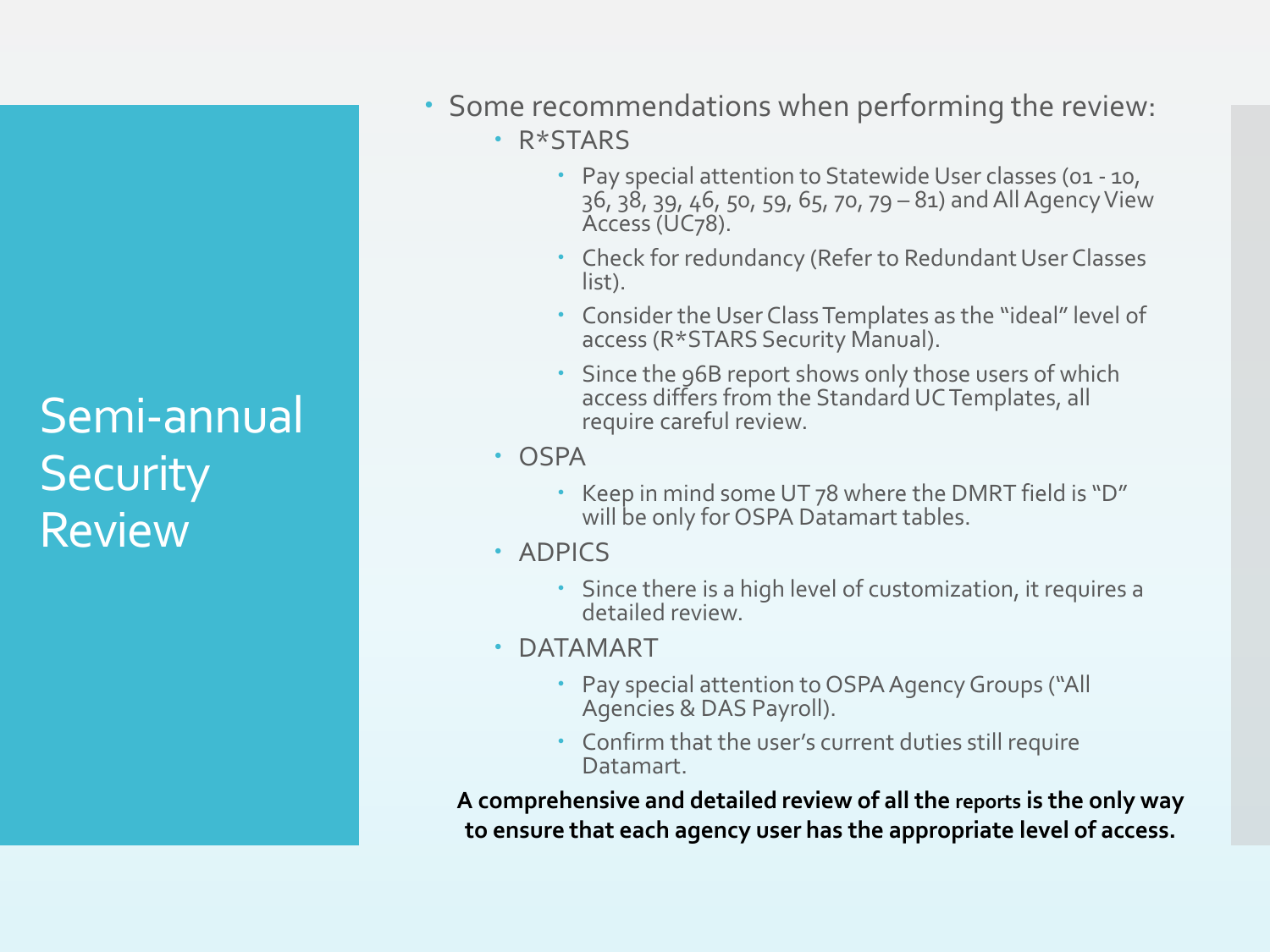# Semi-annual Security Review

- Some recommendations when performing the review:
  - R*STARS
    - Pay special attention to Statewide User classes (01 - 10, 36, 38, 39, 46, 50, 59, 65, 70, 79 – 81) and All Agency View Access (UC78).
    - Check for redundancy (Refer to Redundant User Classes list).
    - Consider the User Class Templates as the "ideal" level of access (R*STARS Security Manual).
    - Since the 96B report shows only those users of which access differs from the Standard UC Templates, all require careful review.
  - OSPA
    - Keep in mind some UT 78 where the DMRT field is "D" will be only for OSPA Datamart tables.
  - ADPICS
    - Since there is a high level of customization, it requires a detailed review.
  - DATAMART
    - Pay special attention to OSPA Agency Groups ("All Agencies & DAS Payroll).
    - Confirm that the user's current duties still require Datamart.

**A comprehensive and detailed review of all the reports is the only way to ensure that each agency user has the appropriate level of access.**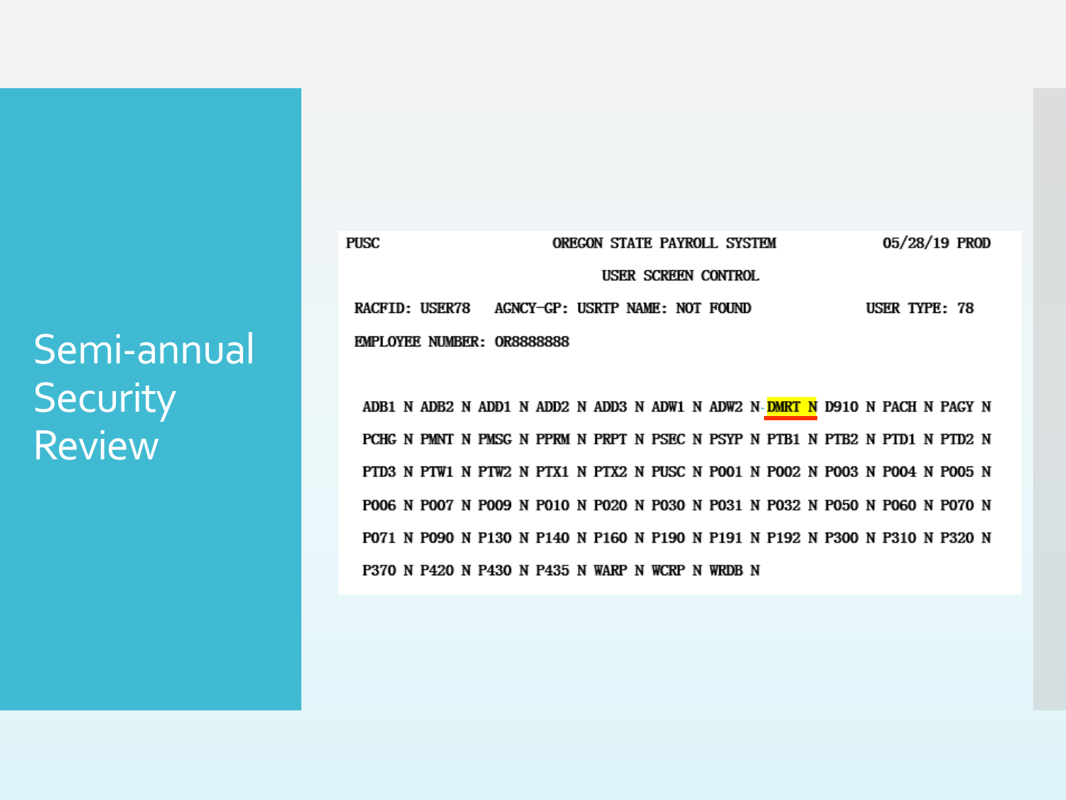# Semi-annual Security Review

```
PUSC                    OREGON STATE PAYROLL SYSTEM              05/28/19 PROD
                             USER SCREEN CONTROL
 RACFID: USER78   AGNCY-GP: USRTP NAME: NOT FOUND              USER TYPE: 78
 EMPLOYEE NUMBER: OR8888888

  ADB1 N ADB2 N ADD1 N ADD2 N ADD3 N ADW1 N ADW2 N DMRT N D910 N PACH N PAGY N
  PCHG N PMNT N PMSG N PPRM N PRPT N PSEC N PSYP N PTB1 N PTB2 N PTD1 N PTD2 N
  PTD3 N PTW1 N PTW2 N PTX1 N PTX2 N PUSC N P001 N P002 N P003 N P004 N P005 N
  P006 N P007 N P009 N P010 N P020 N P030 N P031 N P032 N P050 N P060 N P070 N
  P071 N P090 N P130 N P140 N P160 N P190 N P191 N P192 N P300 N P310 N P320 N
  P370 N P420 N P430 N P435 N WARP N WCRP N WRDB N
```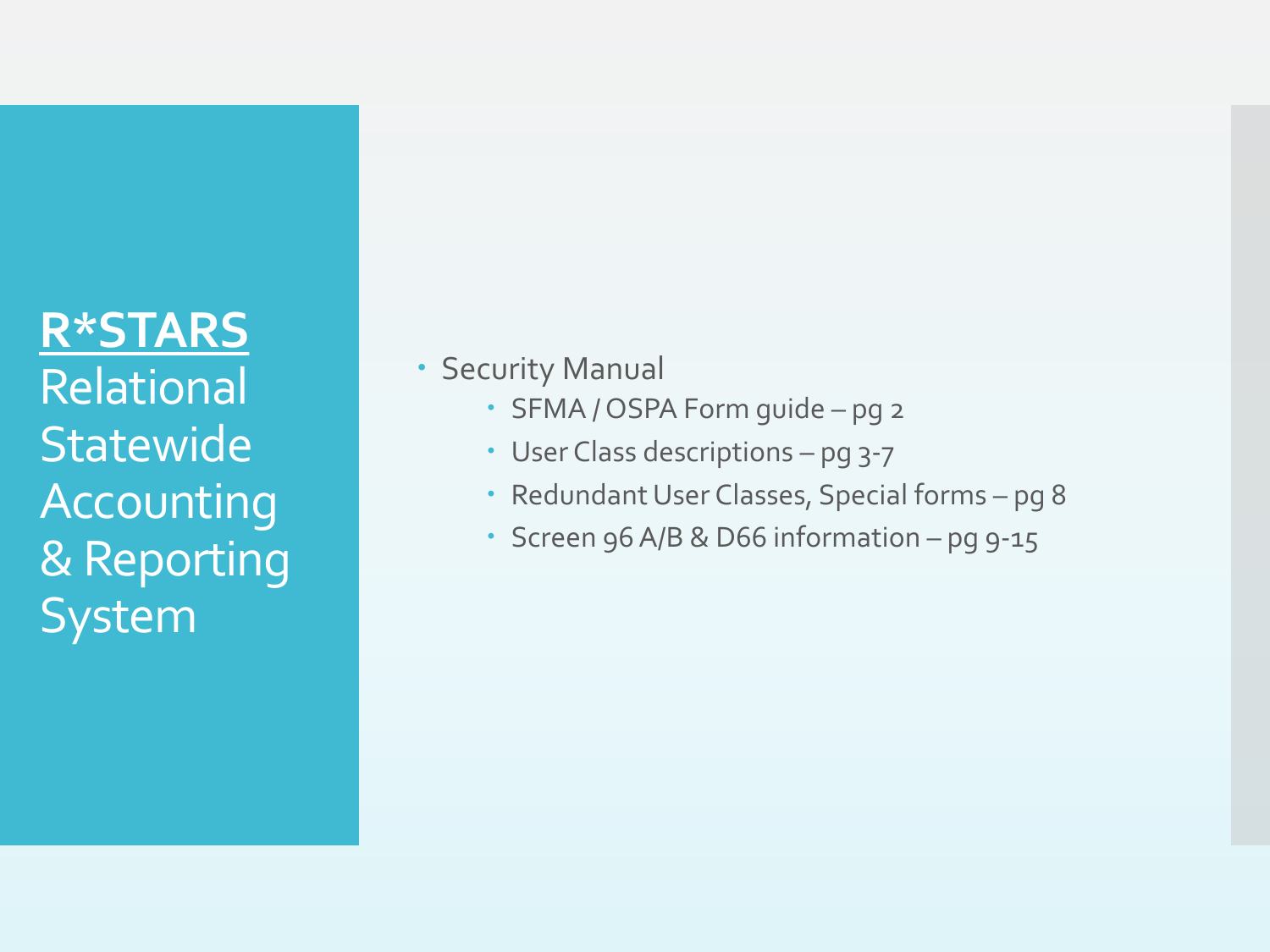# **R*STARS**

Relational Statewide Accounting & Reporting System

- Security Manual
  - SFMA / OSPA Form guide – pg 2
  - User Class descriptions – pg 3-7
  - Redundant User Classes, Special forms – pg 8
  - Screen 96 A/B & D66 information – pg 9-15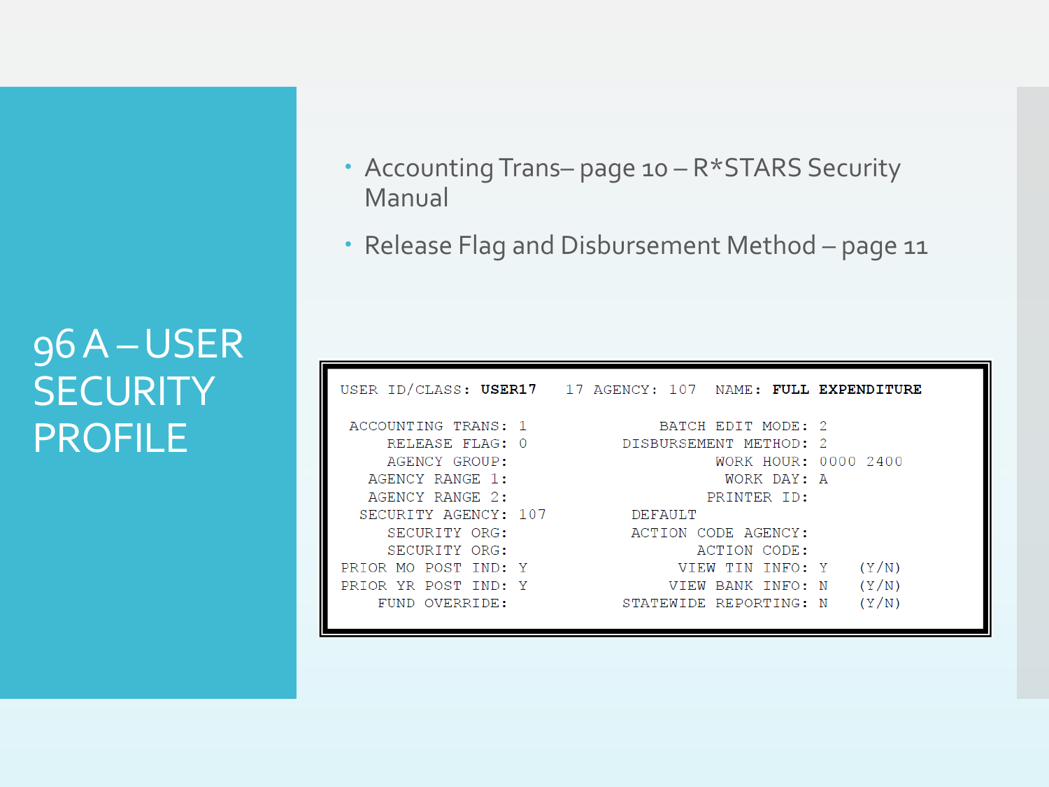# 96 A – USER SECURITY PROFILE

- Accounting Trans– page 10 – R*STARS Security Manual
- Release Flag and Disbursement Method – page 11

```
USER ID/CLASS: USER17   17 AGENCY: 107   NAME: FULL EXPENDITURE

 ACCOUNTING TRANS: 1                BATCH EDIT MODE: 2
     RELEASE FLAG: 0            DISBURSEMENT METHOD: 2
     AGENCY GROUP:                        WORK HOUR: 0000 2400
   AGENCY RANGE 1:                         WORK DAY: A
   AGENCY RANGE 2:                       PRINTER ID:
  SECURITY AGENCY: 107           DEFAULT
     SECURITY ORG:               ACTION CODE AGENCY:
     SECURITY ORG:                      ACTION CODE:
PRIOR MO POST IND: Y                  VIEW TIN INFO: Y    (Y/N)
PRIOR YR POST IND: Y                 VIEW BANK INFO: N    (Y/N)
    FUND OVERRIDE:               STATEWIDE REPORTING: N    (Y/N)
```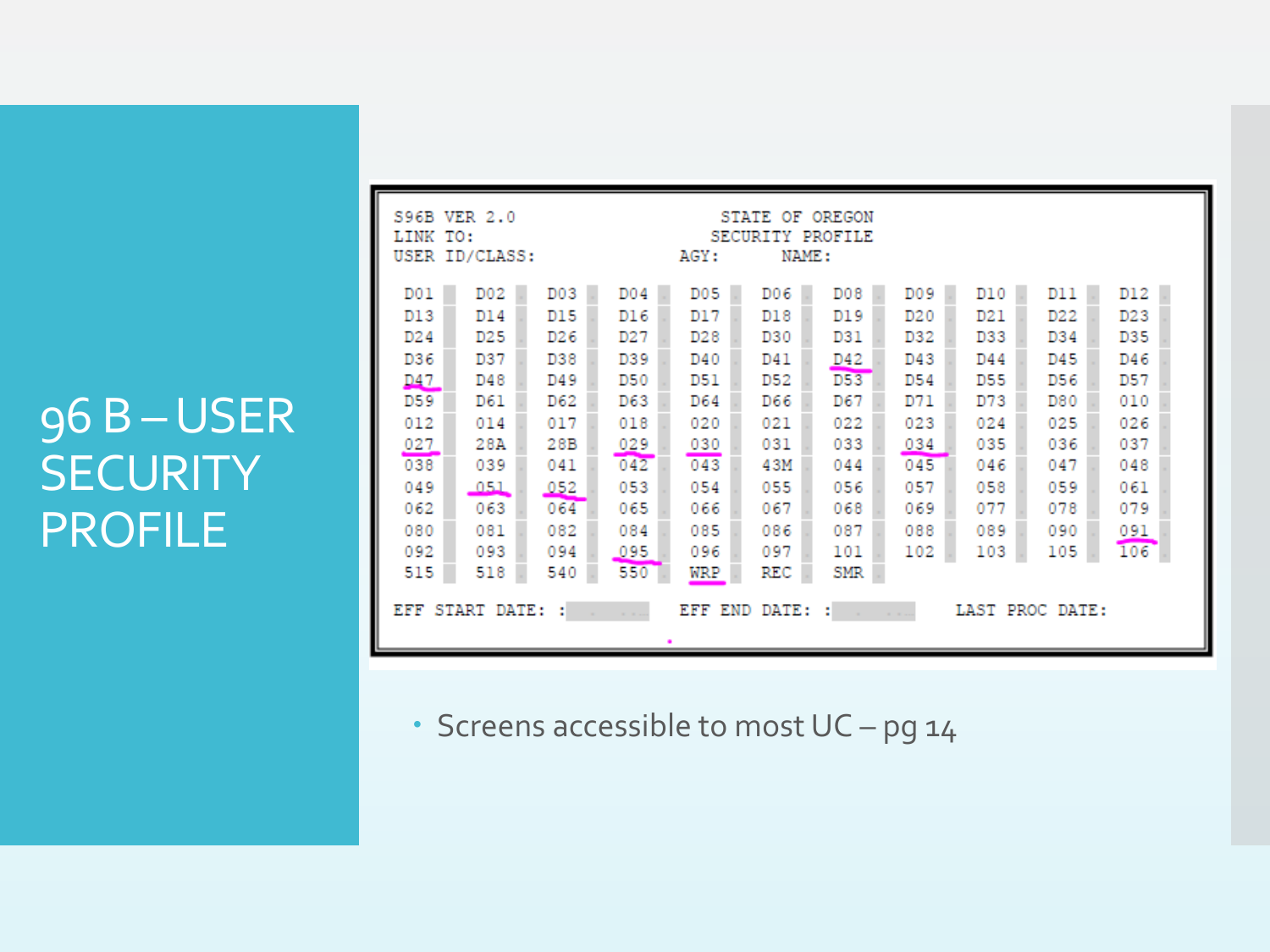# 96 B – USER SECURITY PROFILE

```
S96B VER 2.0                          STATE OF OREGON
LINK TO:                             SECURITY PROFILE
USER ID/CLASS:                  AGY:      NAME:

D01   D02   D03   D04   D05   D06   D08   D09   D10   D11   D12
D13   D14   D15   D16   D17   D18   D19   D20   D21   D22   D23
D24   D25   D26   D27   D28   D30   D31   D32   D33   D34   D35
D36   D37   D38   D39   D40   D41   D42   D43   D44   D45   D46
D47   D48   D49   D50   D51   D52   D53   D54   D55   D56   D57
D59   D61   D62   D63   D64   D66   D67   D71   D73   D80   010
012   014   017   018   020   021   022   023   024   025   026
027   28A   28B   029   030   031   033   034   035   036   037
038   039   041   042   043   43M   044   045   046   047   048
049   051   052   053   054   055   056   057   058   059   061
062   063   064   065   066   067   068   069   077   078   079
080   081   082   084   085   086   087   088   089   090   091
092   093   094   095   096   097   101   102   103   105   106
515   518   540   550   WRP   REC   SMR

EFF START DATE: :            EFF END DATE: :            LAST PROC DATE:
```

- Screens accessible to most UC – pg 14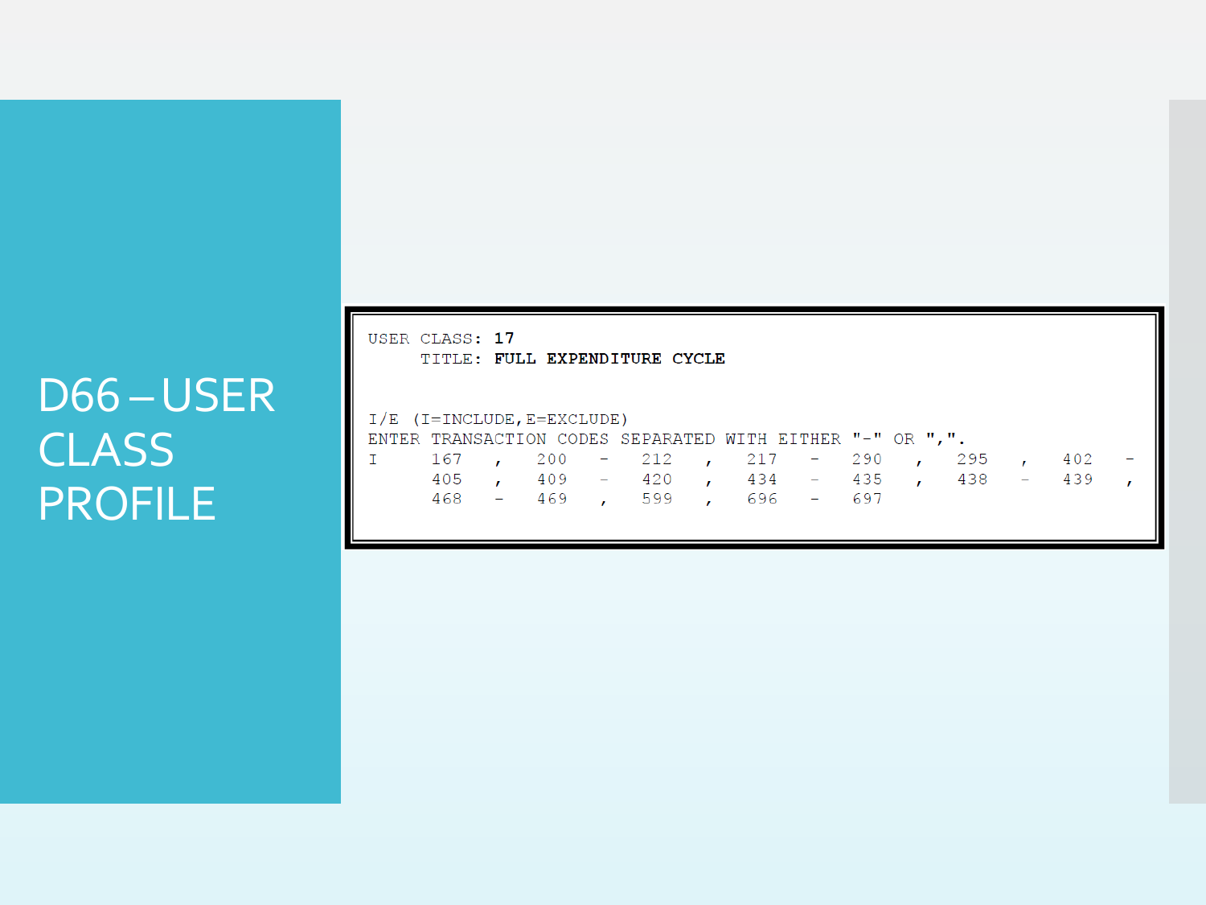# D66 – USER CLASS PROFILE

```
USER CLASS: 17
     TITLE: FULL EXPENDITURE CYCLE


I/E  (I=INCLUDE,E=EXCLUDE)
ENTER TRANSACTION CODES SEPARATED WITH EITHER "-" OR ",".
I      167   ,   200   -   212   ,   217   -   290   ,   295   ,   402   -
       405   ,   409   -   420   ,   434   -   435   ,   438   -   439   ,
       468   -   469   ,   599   ,   696   -   697
```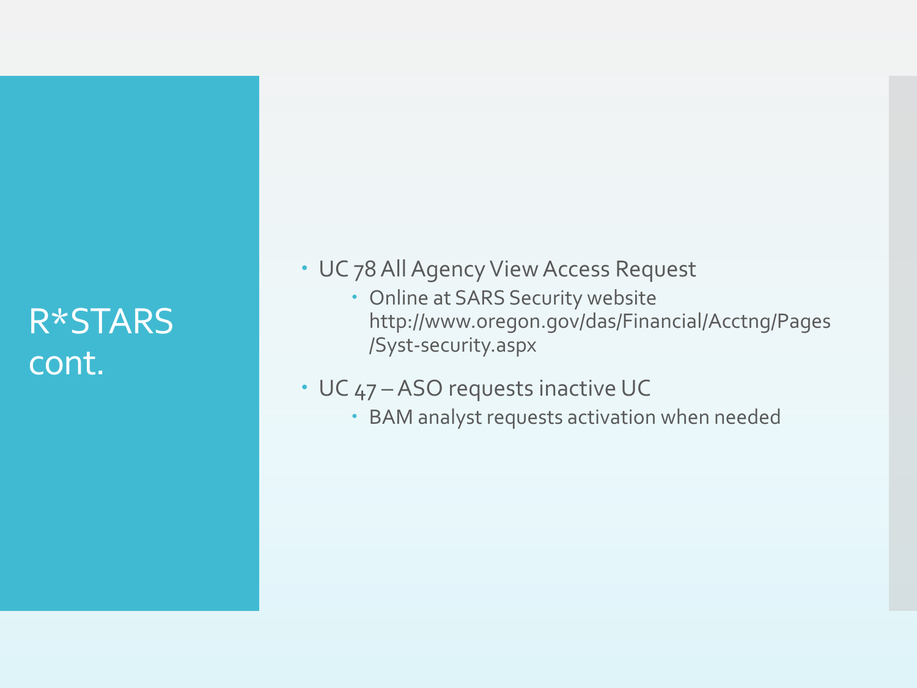# R*STARS cont.

- UC 78 All Agency View Access Request
  - Online at SARS Security website http://www.oregon.gov/das/Financial/Acctng/Pages/Syst-security.aspx
- UC 47 – ASO requests inactive UC
  - BAM analyst requests activation when needed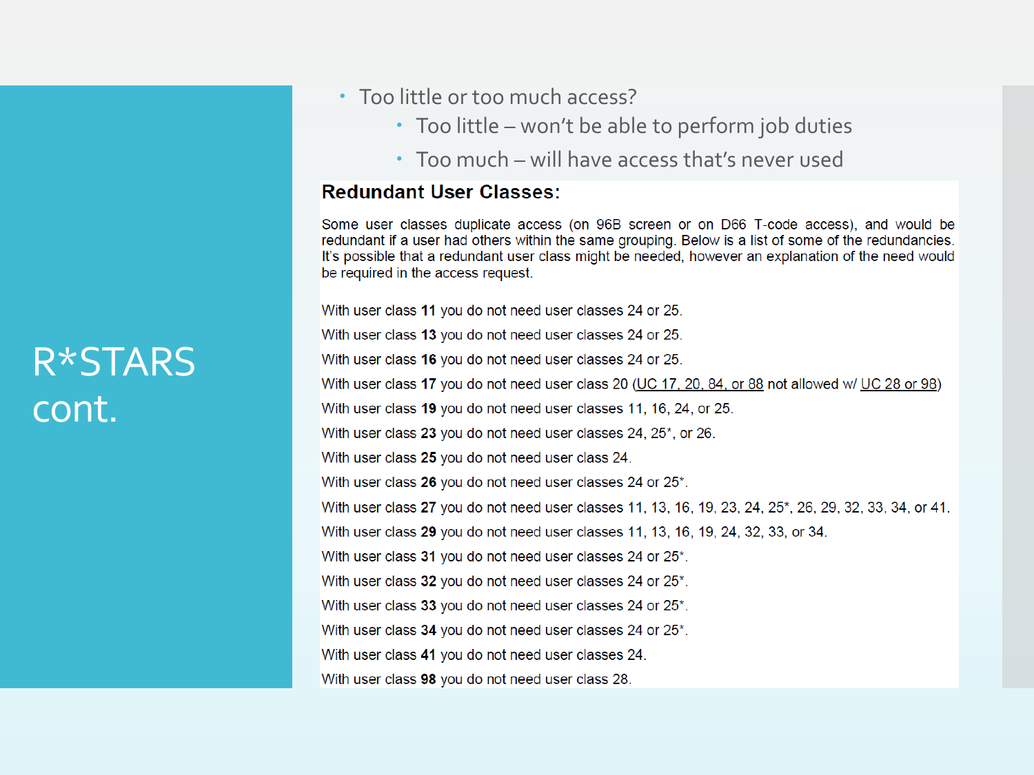# R*STARS cont.

- Too little or too much access?
  - Too little – won't be able to perform job duties
  - Too much – will have access that's never used

## Redundant User Classes:

Some user classes duplicate access (on 96B screen or on D66 T-code access), and would be redundant if a user had others within the same grouping. Below is a list of some of the redundancies. It's possible that a redundant user class might be needed, however an explanation of the need would be required in the access request.

With user class **11** you do not need user classes 24 or 25.

With user class **13** you do not need user classes 24 or 25.

With user class **16** you do not need user classes 24 or 25.

With user class **17** you do not need user class 20 (UC 17, 20, 84, or 88 not allowed w/ UC 28 or 98)

With user class **19** you do not need user classes 11, 16, 24, or 25.

With user class **23** you do not need user classes 24, 25*, or 26.

With user class **25** you do not need user class 24.

With user class **26** you do not need user classes 24 or 25*.

With user class **27** you do not need user classes 11, 13, 16, 19, 23, 24, 25*, 26, 29, 32, 33, 34, or 41.

With user class **29** you do not need user classes 11, 13, 16, 19, 24, 32, 33, or 34.

With user class **31** you do not need user classes 24 or 25*.

With user class **32** you do not need user classes 24 or 25*.

With user class **33** you do not need user classes 24 or 25*.

With user class **34** you do not need user classes 24 or 25*.

With user class **41** you do not need user classes 24.

With user class **98** you do not need user class 28.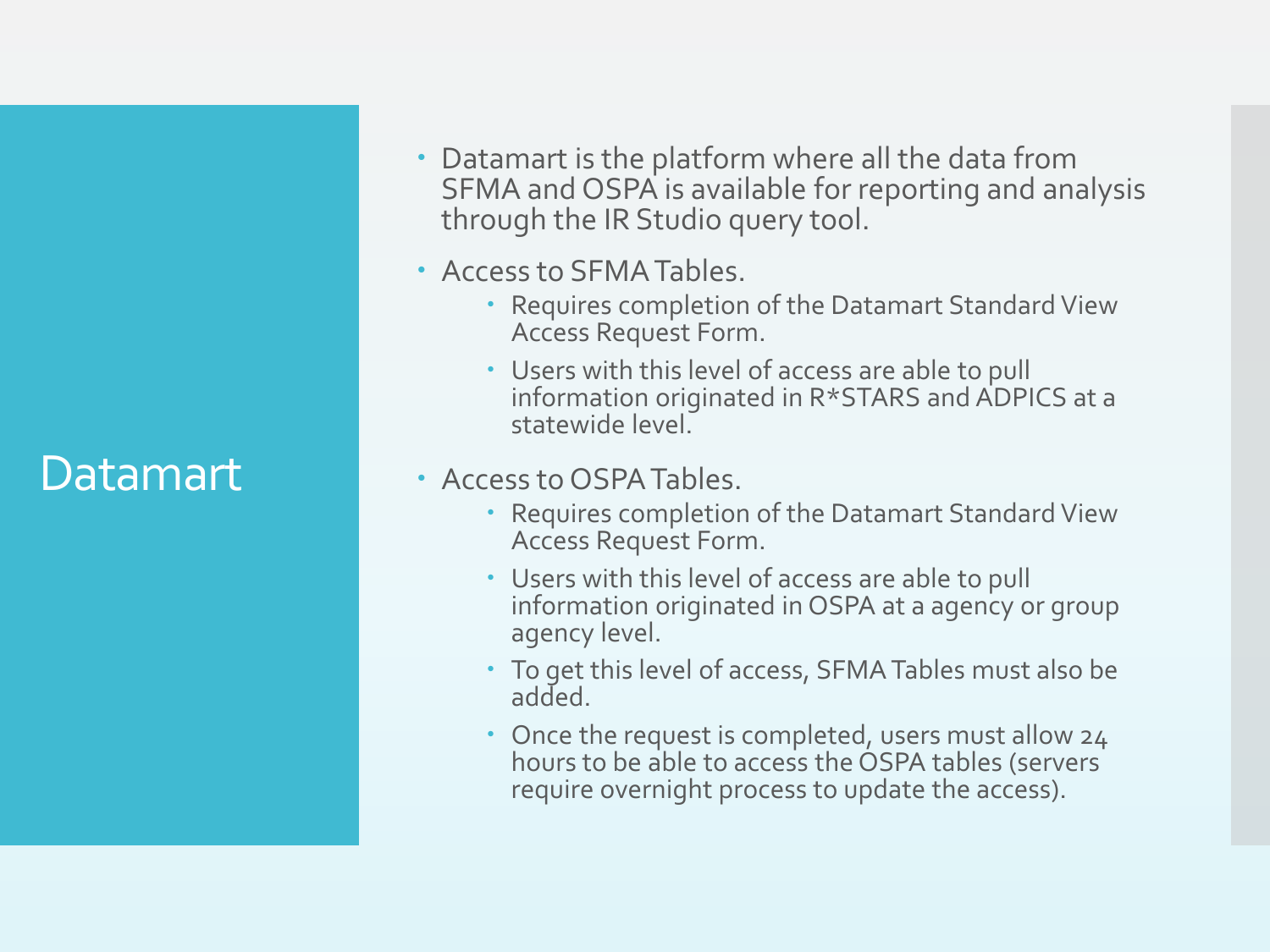# Datamart

- Datamart is the platform where all the data from SFMA and OSPA is available for reporting and analysis through the IR Studio query tool.
- Access to SFMA Tables.
  - Requires completion of the Datamart Standard View Access Request Form.
  - Users with this level of access are able to pull information originated in R*STARS and ADPICS at a statewide level.
- Access to OSPA Tables.
  - Requires completion of the Datamart Standard View Access Request Form.
  - Users with this level of access are able to pull information originated in OSPA at a agency or group agency level.
  - To get this level of access, SFMA Tables must also be added.
  - Once the request is completed, users must allow 24 hours to be able to access the OSPA tables (servers require overnight process to update the access).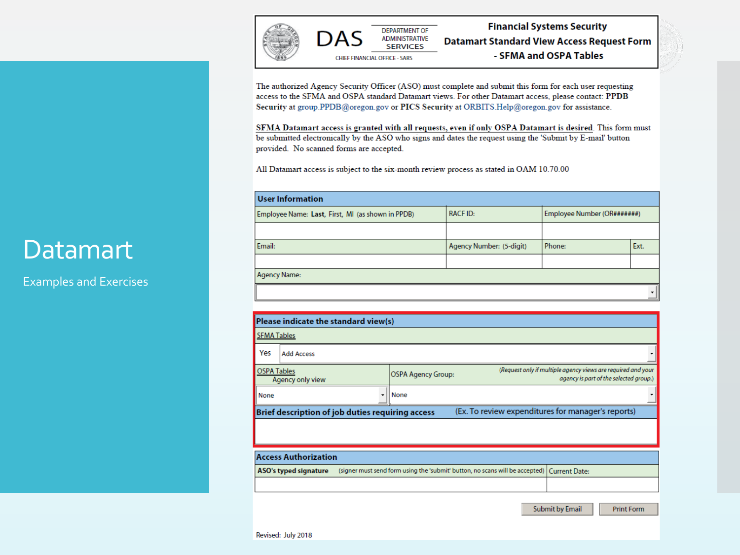# Datamart

Examples and Exercises

DAS — DEPARTMENT OF ADMINISTRATIVE SERVICES — CHIEF FINANCIAL OFFICE - SARS

## Financial Systems Security Datamart Standard View Access Request Form - SFMA and OSPA Tables

The authorized Agency Security Officer (ASO) must complete and submit this form for each user requesting access to the SFMA and OSPA standard Datamart views. For other Datamart access, please contact: **PPDB Security** at group.PPDB@oregon.gov or **PICS Security** at ORBITS.Help@oregon.gov for assistance.

**SFMA Datamart access is granted with all requests, even if only OSPA Datamart is desired**. This form must be submitted electronically by the ASO who signs and dates the request using the 'Submit by E-mail' button provided. No scanned forms are accepted.

All Datamart access is subject to the six-month review process as stated in OAM 10.70.00

| **User Information** | | | |
|---|---|---|---|
| Employee Name: **Last**, First, MI (as shown in PPDB) | RACF ID: | Employee Number (OR#######) | |
| | | | |
| Email: | Agency Number: (5-digit) | Phone: | Ext. |
| | | | |
| Agency Name: | | | |
| | | | |

| **Please indicate the standard view(s)** | |
|---|---|
| SFMA Tables | |
| Yes | Add Access |
| OSPA Tables Agency only view | OSPA Agency Group: *(Request only if multiple agency views are required and your agency is part of the selected group.)* |
| None | None |
| **Brief description of job duties requiring access** | (Ex. To review expenditures for manager's reports) |
| | |

| **Access Authorization** | |
|---|---|
| **ASO's typed signature** (signer must send form using the 'submit' button, no scans will be accepted) | Current Date: |
| | |

Submit by Email | Print Form

Revised: July 2018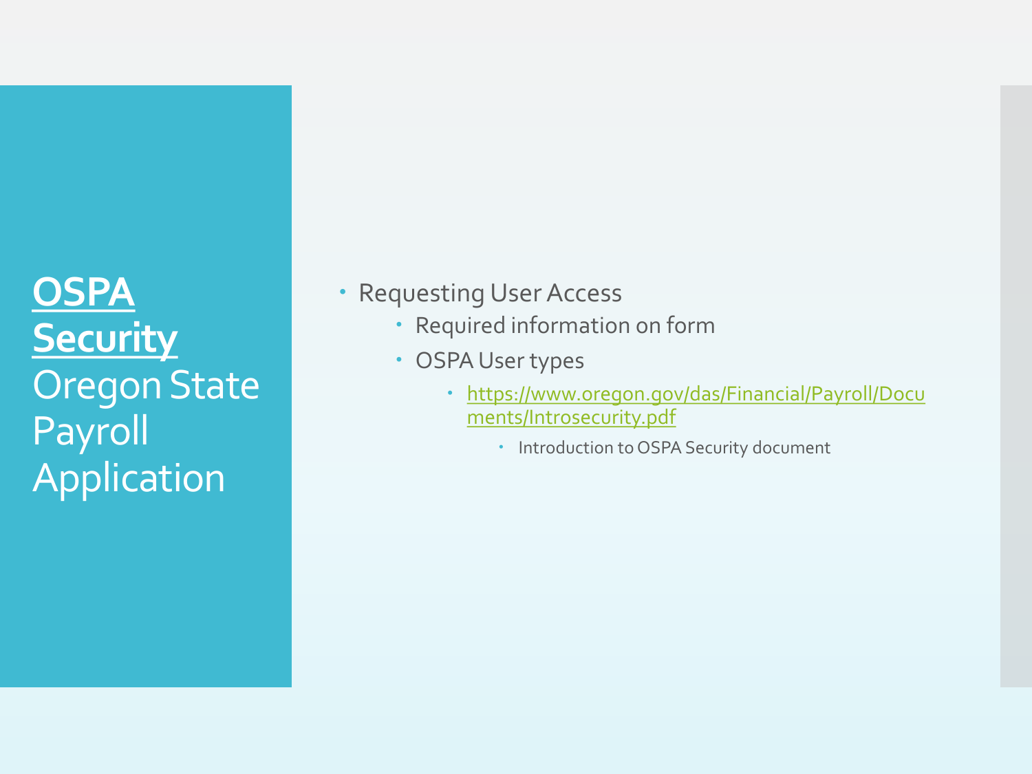# **OSPA Security** Oregon State Payroll Application

- Requesting User Access
  - Required information on form
  - OSPA User types
    - https://www.oregon.gov/das/Financial/Payroll/Documents/Introsecurity.pdf
      - Introduction to OSPA Security document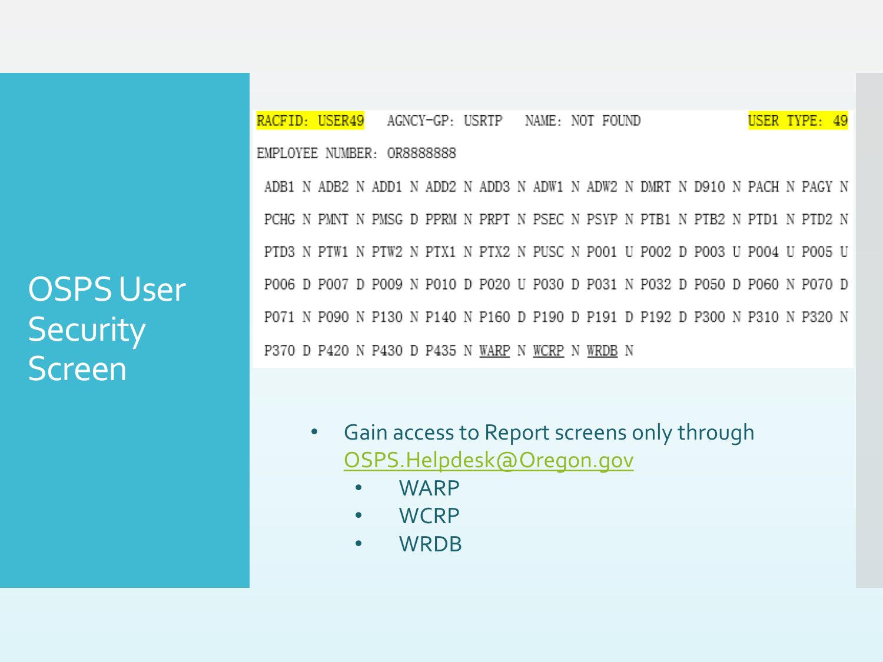# OSPS User Security Screen

```
RACFID: USER49    AGNCY-GP: USRTP    NAME: NOT FOUND                    USER TYPE: 49

EMPLOYEE NUMBER: OR8888888

 ADB1 N ADB2 N ADD1 N ADD2 N ADD3 N ADW1 N ADW2 N DMRT N D910 N PACH N PAGY N

 PCHG N PMNT N PMSG D PPRM N PRPT N PSEC N PSYP N PTB1 N PTB2 N PTD1 N PTD2 N

 PTD3 N PTW1 N PTW2 N PTX1 N PTX2 N PUSC N P001 U P002 D P003 U P004 U P005 U

 P006 D P007 D P009 N P010 D P020 U P030 D P031 N P032 D P050 D P060 N P070 D

 P071 N P090 N P130 N P140 N P160 D P190 D P191 D P192 D P300 N P310 N P320 N

 P370 D P420 N P430 D P435 N WARP N WCRP N WRDB N
```

- Gain access to Report screens only through OSPS.Helpdesk@Oregon.gov
  - WARP
  - WCRP
  - WRDB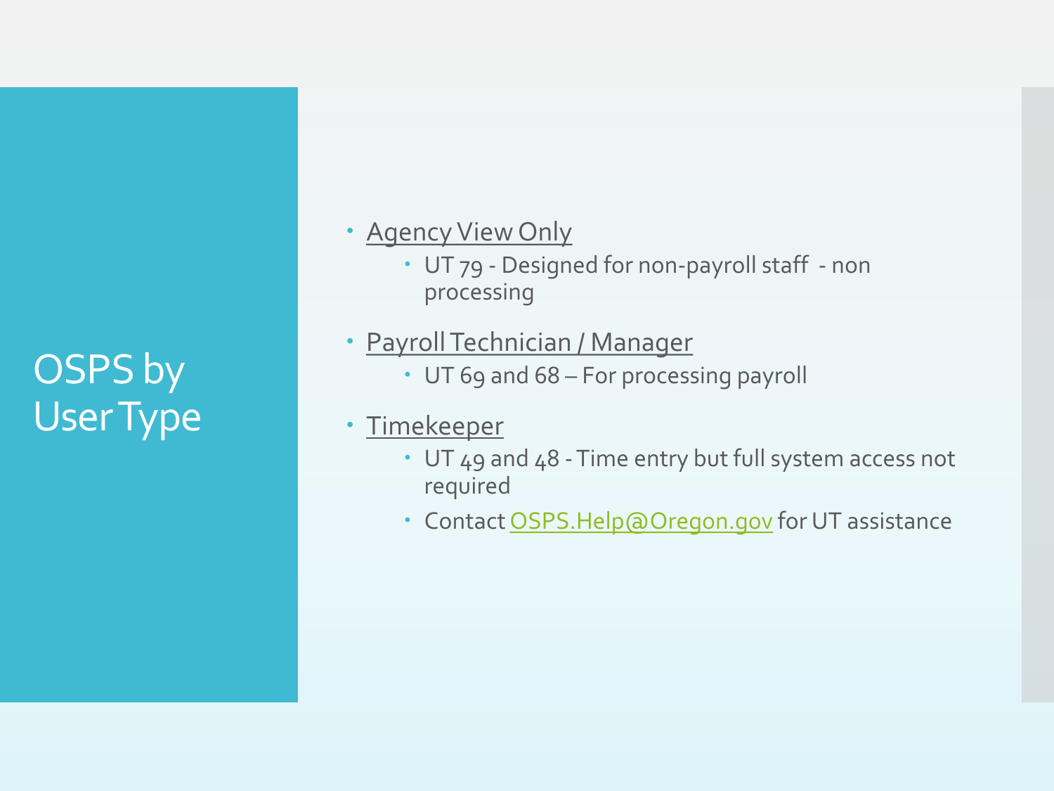# OSPS by User Type

- Agency View Only
  - UT 79 - Designed for non-payroll staff - non processing
- Payroll Technician / Manager
  - UT 69 and 68 – For processing payroll
- Timekeeper
  - UT 49 and 48 - Time entry but full system access not required
  - Contact OSPS.Help@Oregon.gov for UT assistance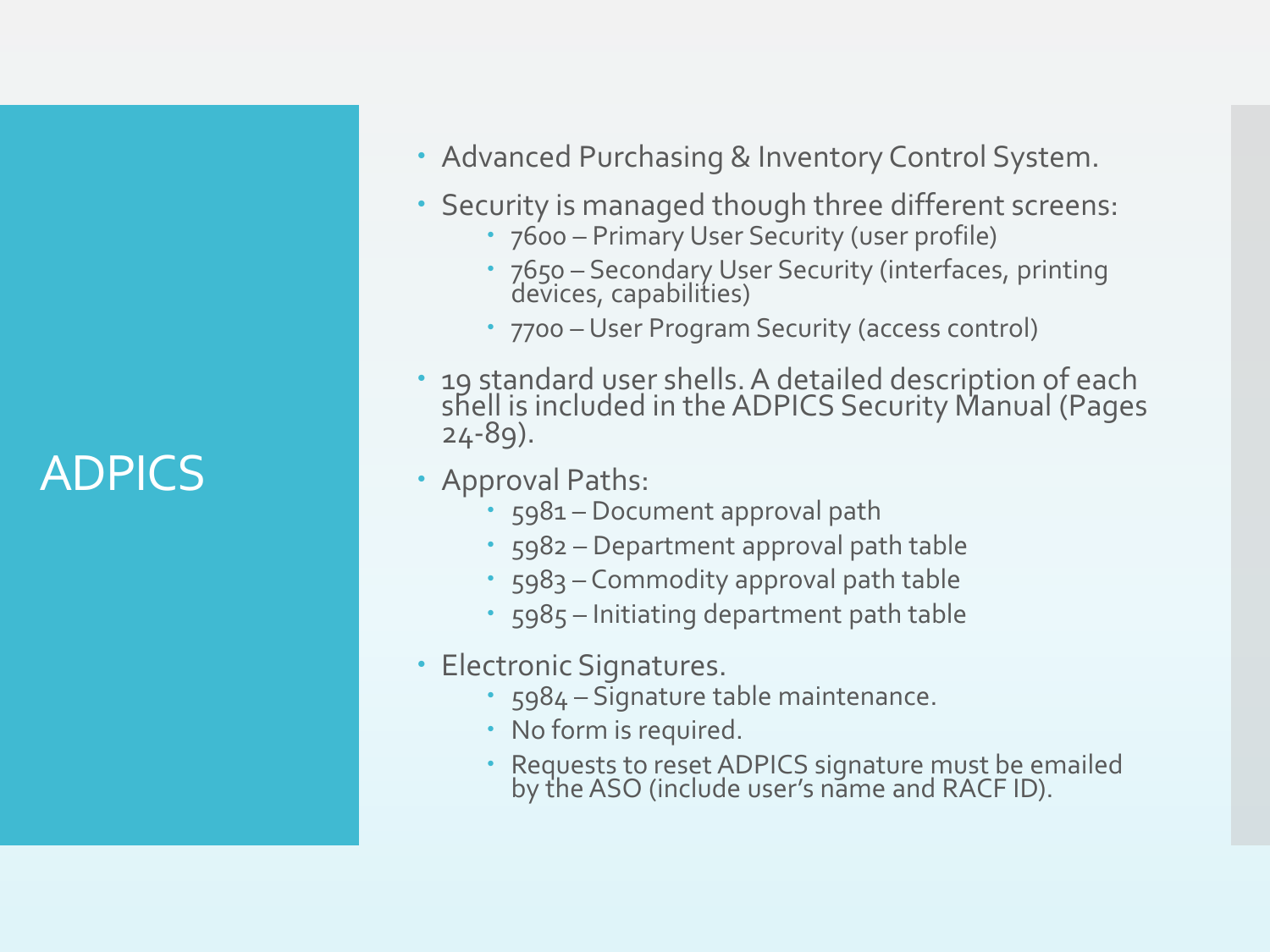# ADPICS

- Advanced Purchasing & Inventory Control System.
- Security is managed though three different screens:
  - 7600 – Primary User Security (user profile)
  - 7650 – Secondary User Security (interfaces, printing devices, capabilities)
  - 7700 – User Program Security (access control)
- 19 standard user shells. A detailed description of each shell is included in the ADPICS Security Manual (Pages 24-89).
- Approval Paths:
  - 5981 – Document approval path
  - 5982 – Department approval path table
  - 5983 – Commodity approval path table
  - 5985 – Initiating department path table
- Electronic Signatures.
  - 5984 – Signature table maintenance.
  - No form is required.
  - Requests to reset ADPICS signature must be emailed by the ASO (include user's name and RACF ID).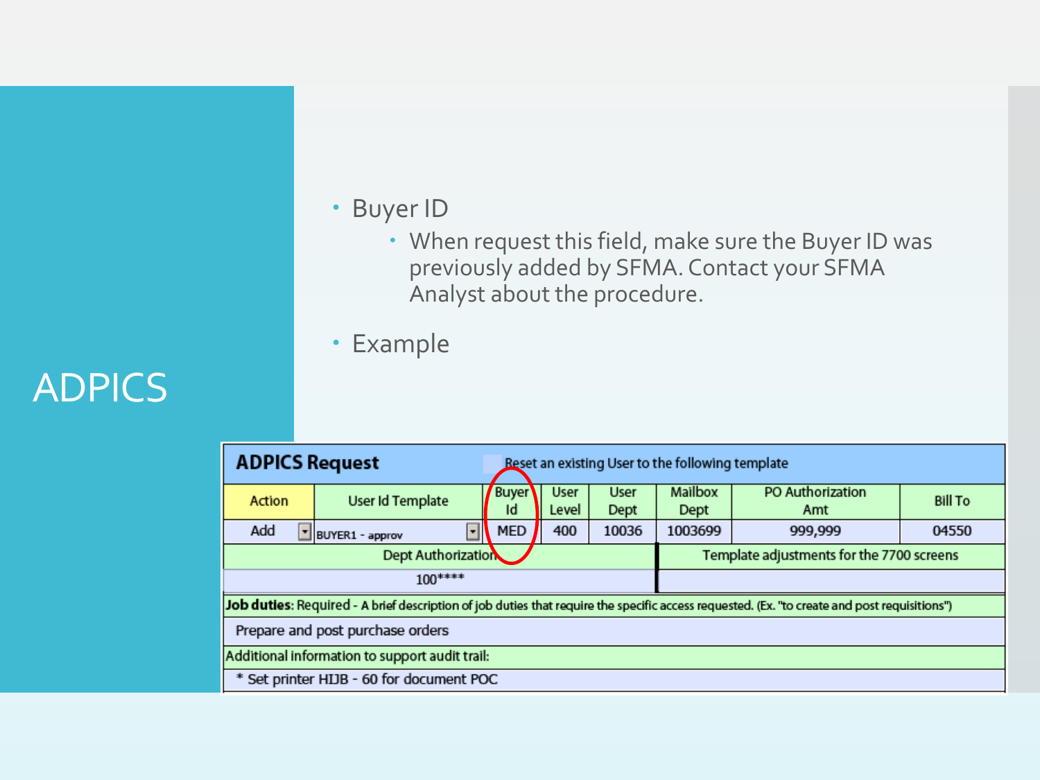# ADPICS

- Buyer ID
  - When request this field, make sure the Buyer ID was previously added by SFMA. Contact your SFMA Analyst about the procedure.
- Example

**ADPICS Request** — Reset an existing User to the following template

| Action | User Id Template | Buyer Id | User Level | User Dept | Mailbox Dept | PO Authorization Amt | Bill To |
| --- | --- | --- | --- | --- | --- | --- | --- |
| Add | BUYER1 - approv | MED | 400 | 10036 | 1003699 | 999,999 | 04550 |

| Dept Authorization | Template adjustments for the 7700 screens |
| --- | --- |
| 100**** | |

**Job duties**: Required - A brief description of job duties that require the specific access requested. (Ex. "to create and post requisitions")

Prepare and post purchase orders

Additional information to support audit trail:

* Set printer HIJB - 60 for document POC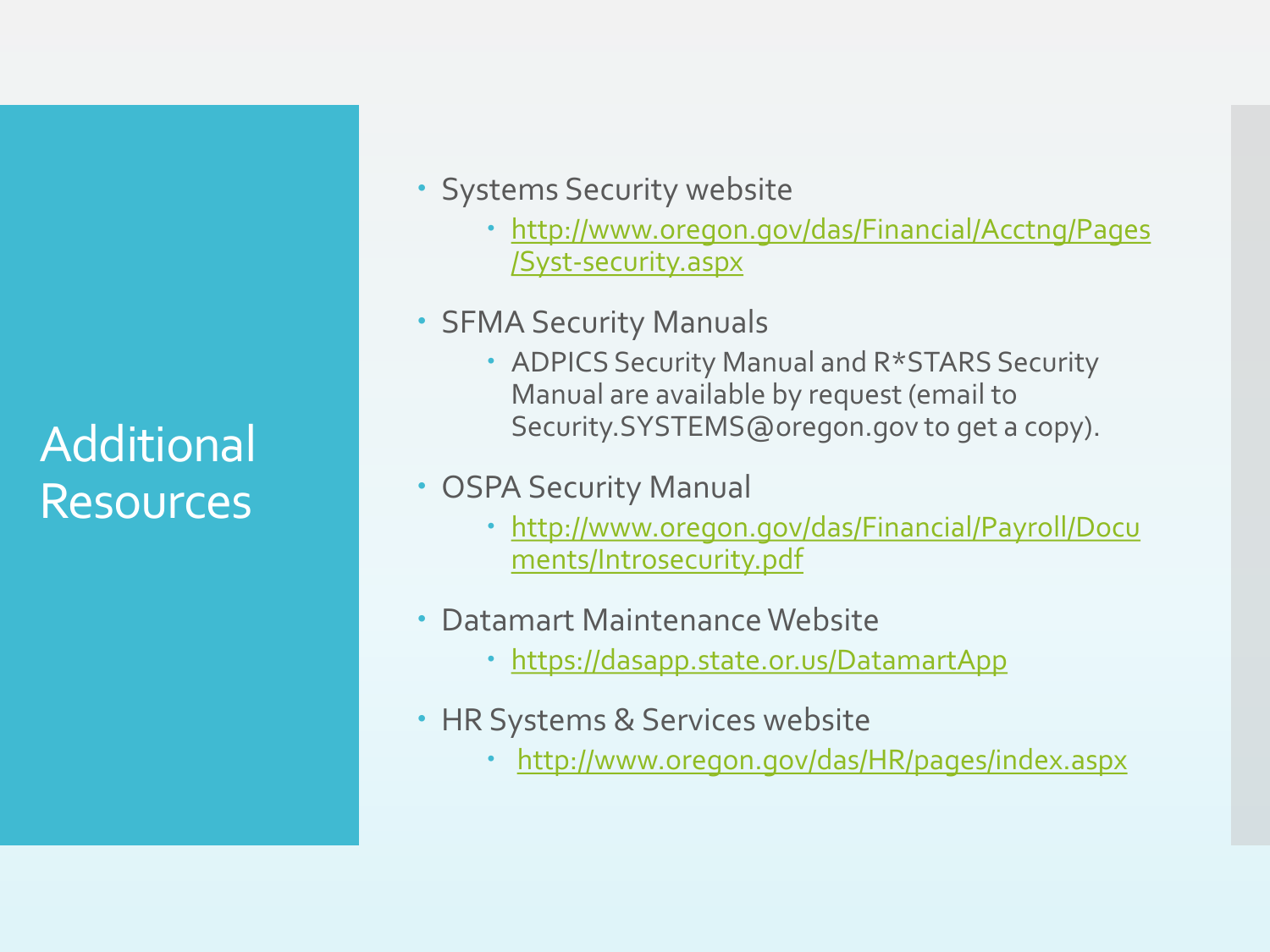# Additional Resources

- Systems Security website
  - http://www.oregon.gov/das/Financial/Acctng/Pages/Syst-security.aspx
- SFMA Security Manuals
  - ADPICS Security Manual and R*STARS Security Manual are available by request (email to Security.SYSTEMS@oregon.gov to get a copy).
- OSPA Security Manual
  - http://www.oregon.gov/das/Financial/Payroll/Documents/Introsecurity.pdf
- Datamart Maintenance Website
  - https://dasapp.state.or.us/DatamartApp
- HR Systems & Services website
  - http://www.oregon.gov/das/HR/pages/index.aspx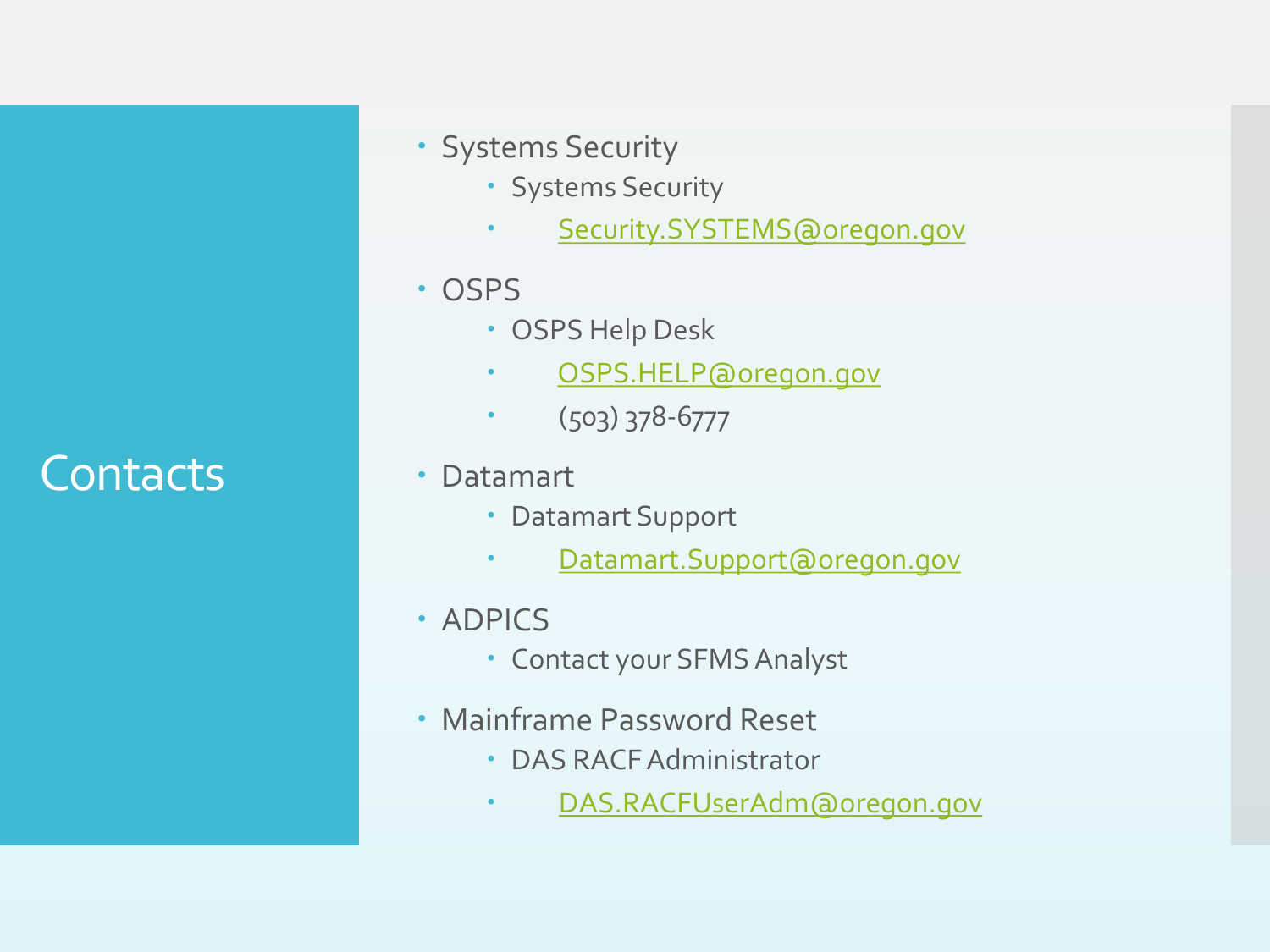# Contacts

- Systems Security
  - Systems Security
  - Security.SYSTEMS@oregon.gov
- OSPS
  - OSPS Help Desk
  - OSPS.HELP@oregon.gov
  - (503) 378-6777
- Datamart
  - Datamart Support
  - Datamart.Support@oregon.gov
- ADPICS
  - Contact your SFMS Analyst
- Mainframe Password Reset
  - DAS RACF Administrator
  - DAS.RACFUserAdm@oregon.gov